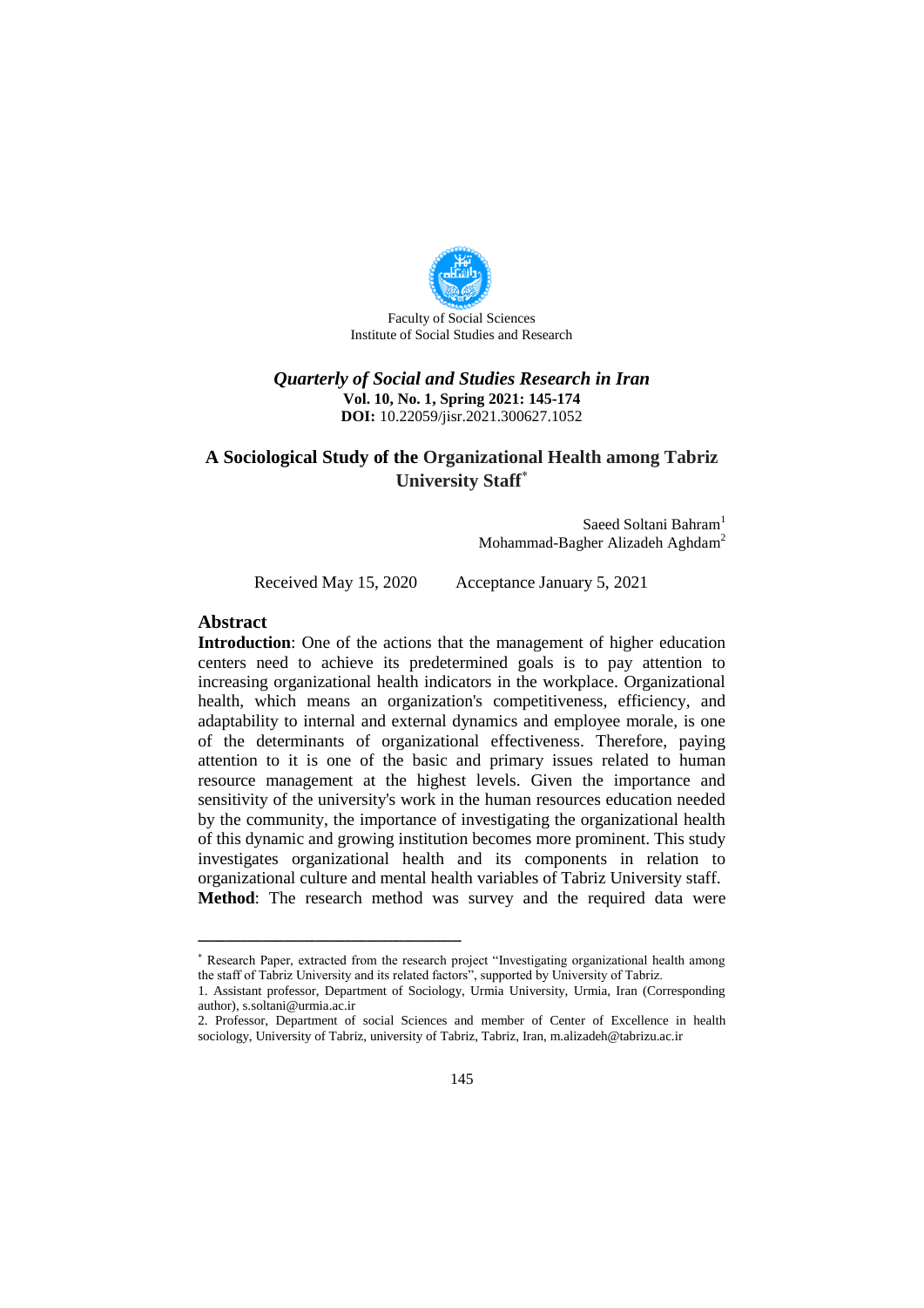Faculty of Social Sciences
Institute of Social Studies and Research

***Quarterly of Social and Studies Research in Iran***
**Vol. 10, No. 1, Spring 2021: 145-174**
**DOI:** 10.22059/jisr.2021.300627.1052

# A Sociological Study of the Organizational Health among Tabriz University Staff*

Saeed Soltani Bahram[1]
Mohammad-Bagher Alizadeh Aghdam[2]

Received May 15, 2020 Acceptance January 5, 2021

## Abstract

**Introduction**: One of the actions that the management of higher education centers need to achieve its predetermined goals is to pay attention to increasing organizational health indicators in the workplace. Organizational health, which means an organization's competitiveness, efficiency, and adaptability to internal and external dynamics and employee morale, is one of the determinants of organizational effectiveness. Therefore, paying attention to it is one of the basic and primary issues related to human resource management at the highest levels. Given the importance and sensitivity of the university's work in the human resources education needed by the community, the importance of investigating the organizational health of this dynamic and growing institution becomes more prominent. This study investigates organizational health and its components in relation to organizational culture and mental health variables of Tabriz University staff.

**Method**: The research method was survey and the required data were

---

\* Research Paper, extracted from the research project "Investigating organizational health among the staff of Tabriz University and its related factors", supported by University of Tabriz.

1. Assistant professor, Department of Sociology, Urmia University, Urmia, Iran (Corresponding author), s.soltani@urmia.ac.ir

2. Professor, Department of social Sciences and member of Center of Excellence in health sociology, University of Tabriz, university of Tabriz, Tabriz, Iran, m.alizadeh@tabrizu.ac.ir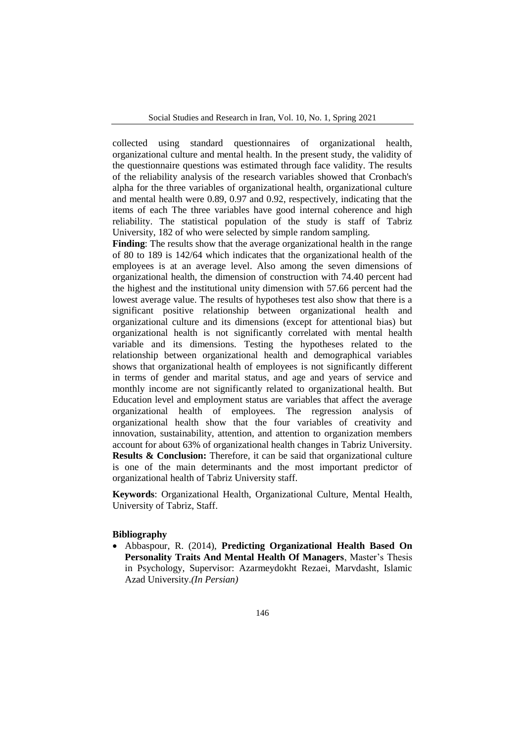collected using standard questionnaires of organizational health, organizational culture and mental health. In the present study, the validity of the questionnaire questions was estimated through face validity. The results of the reliability analysis of the research variables showed that Cronbach's alpha for the three variables of organizational health, organizational culture and mental health were 0.89, 0.97 and 0.92, respectively, indicating that the items of each The three variables have good internal coherence and high reliability. The statistical population of the study is staff of Tabriz University, 182 of who were selected by simple random sampling.

**Finding**: The results show that the average organizational health in the range of 80 to 189 is 142/64 which indicates that the organizational health of the employees is at an average level. Also among the seven dimensions of organizational health, the dimension of construction with 74.40 percent had the highest and the institutional unity dimension with 57.66 percent had the lowest average value. The results of hypotheses test also show that there is a significant positive relationship between organizational health and organizational culture and its dimensions (except for attentional bias) but organizational health is not significantly correlated with mental health variable and its dimensions. Testing the hypotheses related to the relationship between organizational health and demographical variables shows that organizational health of employees is not significantly different in terms of gender and marital status, and age and years of service and monthly income are not significantly related to organizational health. But Education level and employment status are variables that affect the average organizational health of employees. The regression analysis of organizational health show that the four variables of creativity and innovation, sustainability, attention, and attention to organization members account for about 63% of organizational health changes in Tabriz University.

**Results & Conclusion:** Therefore, it can be said that organizational culture is one of the main determinants and the most important predictor of organizational health of Tabriz University staff.

**Keywords**: Organizational Health, Organizational Culture, Mental Health, University of Tabriz, Staff.

**Bibliography**

- Abbaspour, R. (2014), **Predicting Organizational Health Based On Personality Traits And Mental Health Of Managers**, Master's Thesis in Psychology, Supervisor: Azarmeydokht Rezaei, Marvdasht, Islamic Azad University.*(In Persian)*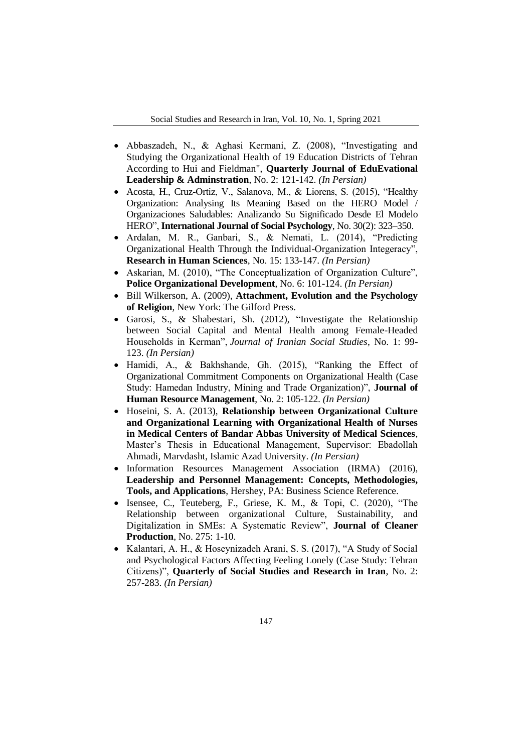- Abbaszadeh, N., & Aghasi Kermani, Z. (2008), "Investigating and Studying the Organizational Health of 19 Education Districts of Tehran According to Hui and Fieldman", **Quarterly Journal of EduEvational Leadership & Adminstration**, No. 2: 121-142. *(In Persian)*
- Acosta, H., Cruz-Ortiz, V., Salanova, M., & Liorens, S. (2015), "Healthy Organization: Analysing Its Meaning Based on the HERO Model / Organizaciones Saludables: Analizando Su Significado Desde El Modelo HERO", **International Journal of Social Psychology**, No. 30(2): 323–350.
- Ardalan, M. R., Ganbari, S., & Nemati, L. (2014), "Predicting Organizational Health Through the Individual-Organization Integeracy", **Research in Human Sciences**, No. 15: 133-147. *(In Persian)*
- Askarian, M. (2010), "The Conceptualization of Organization Culture", **Police Organizational Development**, No. 6: 101-124. *(In Persian)*
- Bill Wilkerson, A. (2009), **Attachment, Evolution and the Psychology of Religion**, New York: The Gilford Press.
- Garosi, S., & Shabestari, Sh. (2012), "Investigate the Relationship between Social Capital and Mental Health among Female-Headed Households in Kerman", *Journal of Iranian Social Studies*, No. 1: 99-123. *(In Persian)*
- Hamidi, A., & Bakhshande, Gh. (2015), "Ranking the Effect of Organizational Commitment Components on Organizational Health (Case Study: Hamedan Industry, Mining and Trade Organization)", **Journal of Human Resource Management**, No. 2: 105-122. *(In Persian)*
- Hoseini, S. A. (2013), **Relationship between Organizational Culture and Organizational Learning with Organizational Health of Nurses in Medical Centers of Bandar Abbas University of Medical Sciences**, Master's Thesis in Educational Management, Supervisor: Ebadollah Ahmadi, Marvdasht, Islamic Azad University. *(In Persian)*
- Information Resources Management Association (IRMA) (2016), **Leadership and Personnel Management: Concepts, Methodologies, Tools, and Applications**, Hershey, PA: Business Science Reference.
- Isensee, C., Teuteberg, F., Griese, K. M., & Topi, C. (2020), "The Relationship between organizational Culture, Sustainability, and Digitalization in SMEs: A Systematic Review", **Journal of Cleaner Production**, No. 275: 1-10.
- Kalantari, A. H., & Hoseynizadeh Arani, S. S. (2017), "A Study of Social and Psychological Factors Affecting Feeling Lonely (Case Study: Tehran Citizens)", **Quarterly of Social Studies and Research in Iran**, No. 2: 257-283. *(In Persian)*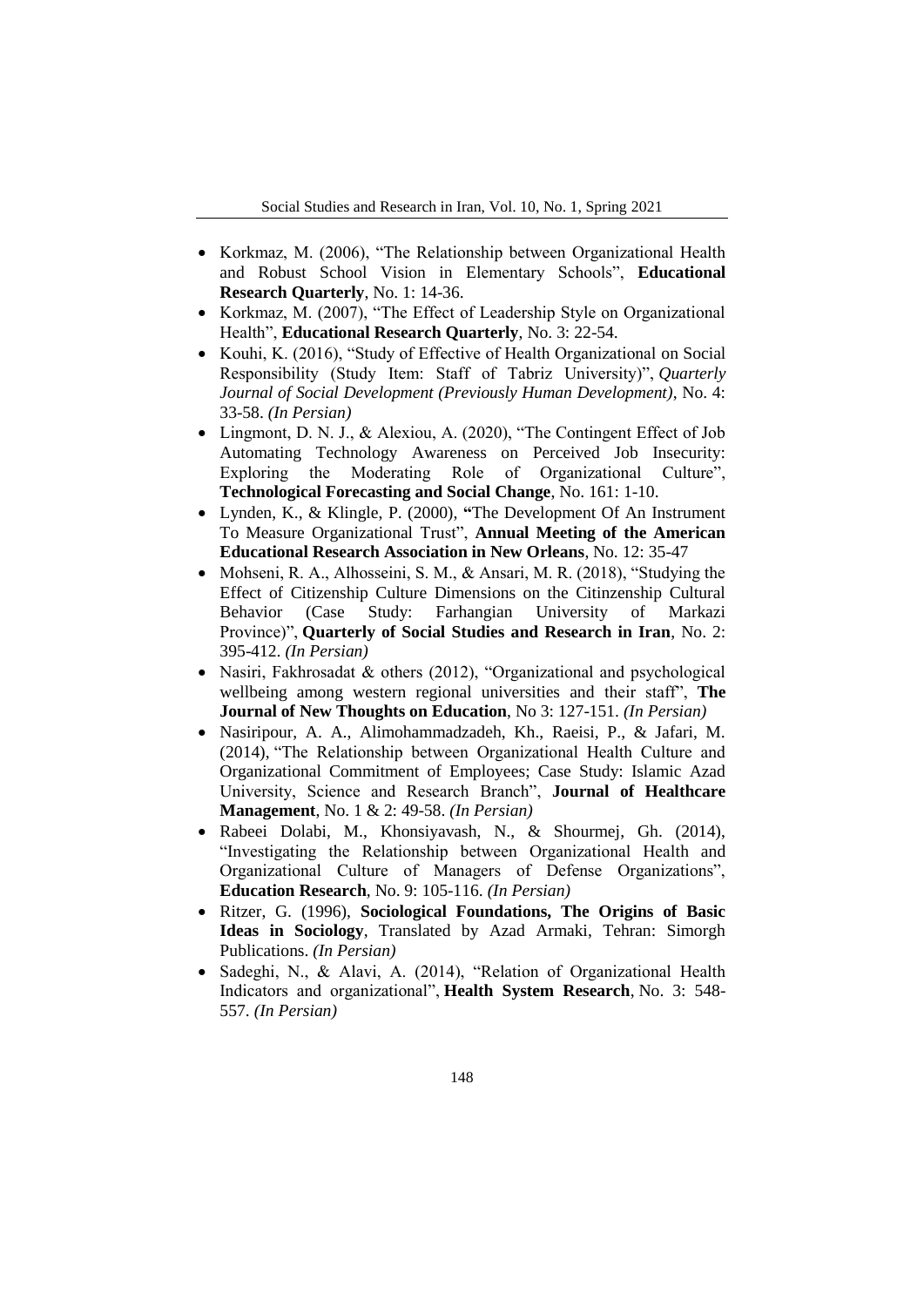- Korkmaz, M. (2006), “The Relationship between Organizational Health and Robust School Vision in Elementary Schools”, **Educational Research Quarterly**, No. 1: 14-36.
- Korkmaz, M. (2007), “The Effect of Leadership Style on Organizational Health”, **Educational Research Quarterly**, No. 3: 22-54.
- Kouhi, K. (2016), “Study of Effective of Health Organizational on Social Responsibility (Study Item: Staff of Tabriz University)”, *Quarterly Journal of Social Development (Previously Human Development)*, No. 4: 33-58. *(In Persian)*
- Lingmont, D. N. J., & Alexiou, A. (2020), “The Contingent Effect of Job Automating Technology Awareness on Perceived Job Insecurity: Exploring the Moderating Role of Organizational Culture”, **Technological Forecasting and Social Change**, No. 161: 1-10.
- Lynden, K., & Klingle, P. (2000), **“**The Development Of An Instrument To Measure Organizational Trust”, **Annual Meeting of the American Educational Research Association in New Orleans**, No. 12: 35-47
- Mohseni, R. A., Alhosseini, S. M., & Ansari, M. R. (2018), “Studying the Effect of Citizenship Culture Dimensions on the Citinzenship Cultural Behavior (Case Study: Farhangian University of Markazi Province)”, **Quarterly of Social Studies and Research in Iran**, No. 2: 395-412. *(In Persian)*
- Nasiri, Fakhrosadat & others (2012), “Organizational and psychological wellbeing among western regional universities and their staff”, **The Journal of New Thoughts on Education**, No 3: 127-151. *(In Persian)*
- Nasiripour, A. A., Alimohammadzadeh, Kh., Raeisi, P., & Jafari, M. (2014), “The Relationship between Organizational Health Culture and Organizational Commitment of Employees; Case Study: Islamic Azad University, Science and Research Branch”, **Journal of Healthcare Management**, No. 1 & 2: 49-58. *(In Persian)*
- Rabeei Dolabi, M., Khonsiyavash, N., & Shourmej, Gh. (2014), “Investigating the Relationship between Organizational Health and Organizational Culture of Managers of Defense Organizations”, **Education Research**, No. 9: 105-116. *(In Persian)*
- Ritzer, G. (1996), **Sociological Foundations, The Origins of Basic Ideas in Sociology**, Translated by Azad Armaki, Tehran: Simorgh Publications. *(In Persian)*
- Sadeghi, N., & Alavi, A. (2014), “Relation of Organizational Health Indicators and organizational”, **Health System Research**, No. 3: 548-557. *(In Persian)*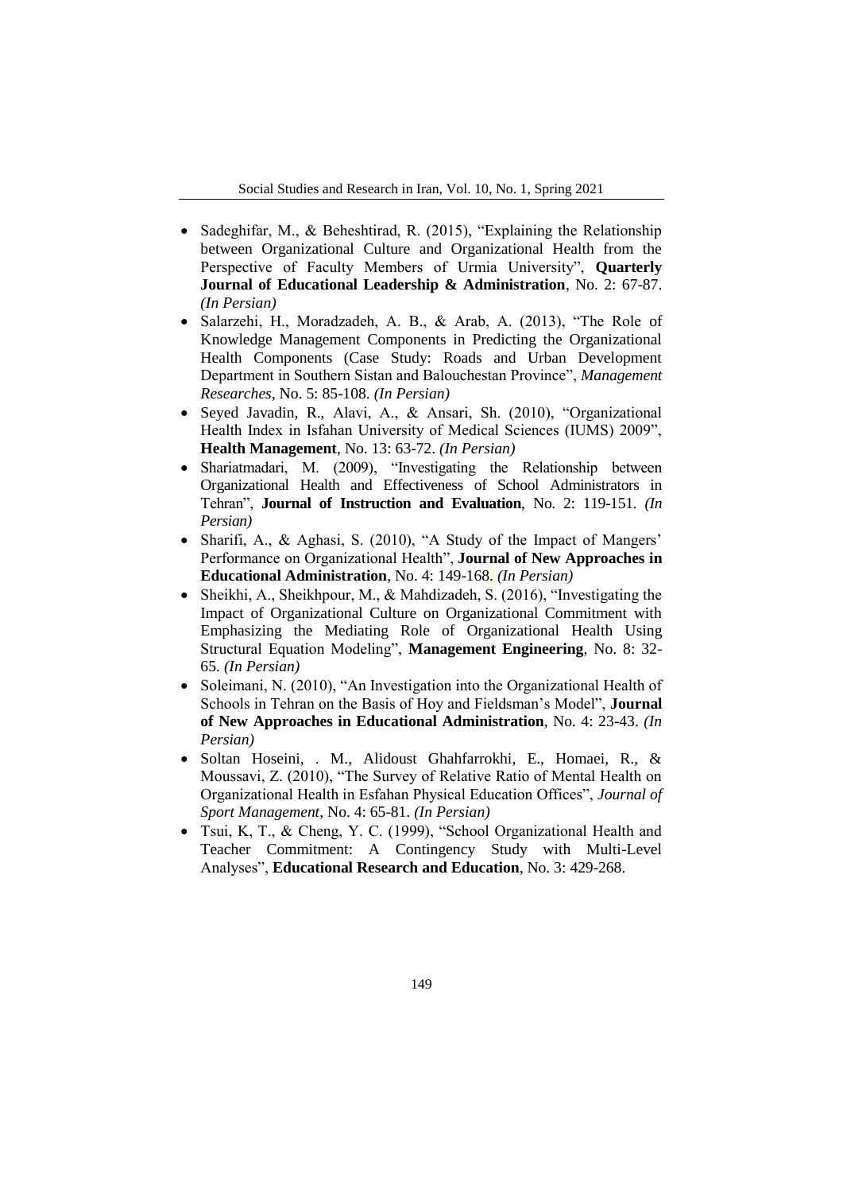- Sadeghifar, M., & Beheshtirad, R. (2015), "Explaining the Relationship between Organizational Culture and Organizational Health from the Perspective of Faculty Members of Urmia University", **Quarterly Journal of Educational Leadership & Administration**, No. 2: 67-87. *(In Persian)*
- Salarzehi, H., Moradzadeh, A. B., & Arab, A. (2013), "The Role of Knowledge Management Components in Predicting the Organizational Health Components (Case Study: Roads and Urban Development Department in Southern Sistan and Balouchestan Province", *Management Researches*, No. 5: 85-108. *(In Persian)*
- Seyed Javadin, R., Alavi, A., & Ansari, Sh. (2010), "Organizational Health Index in Isfahan University of Medical Sciences (IUMS) 2009", **Health Management**, No. 13: 63-72. *(In Persian)*
- Shariatmadari, M. (2009), "Investigating the Relationship between Organizational Health and Effectiveness of School Administrators in Tehran", **Journal of Instruction and Evaluation**, No. 2: 119-151. *(In Persian)*
- Sharifi, A., & Aghasi, S. (2010), "A Study of the Impact of Mangers' Performance on Organizational Health", **Journal of New Approaches in Educational Administration**, No. 4: 149-168. *(In Persian)*
- Sheikhi, A., Sheikhpour, M., & Mahdizadeh, S. (2016), "Investigating the Impact of Organizational Culture on Organizational Commitment with Emphasizing the Mediating Role of Organizational Health Using Structural Equation Modeling", **Management Engineering**, No. 8: 32-65. *(In Persian)*
- Soleimani, N. (2010), "An Investigation into the Organizational Health of Schools in Tehran on the Basis of Hoy and Fieldsman's Model", **Journal of New Approaches in Educational Administration**, No. 4: 23-43. *(In Persian)*
- Soltan Hoseini, . M., Alidoust Ghahfarrokhi, E., Homaei, R., & Moussavi, Z. (2010), "The Survey of Relative Ratio of Mental Health on Organizational Health in Esfahan Physical Education Offices", *Journal of Sport Management*, No. 4: 65-81. *(In Persian)*
- Tsui, K, T., & Cheng, Y. C. (1999), "School Organizational Health and Teacher Commitment: A Contingency Study with Multi-Level Analyses", **Educational Research and Education**, No. 3: 429-268.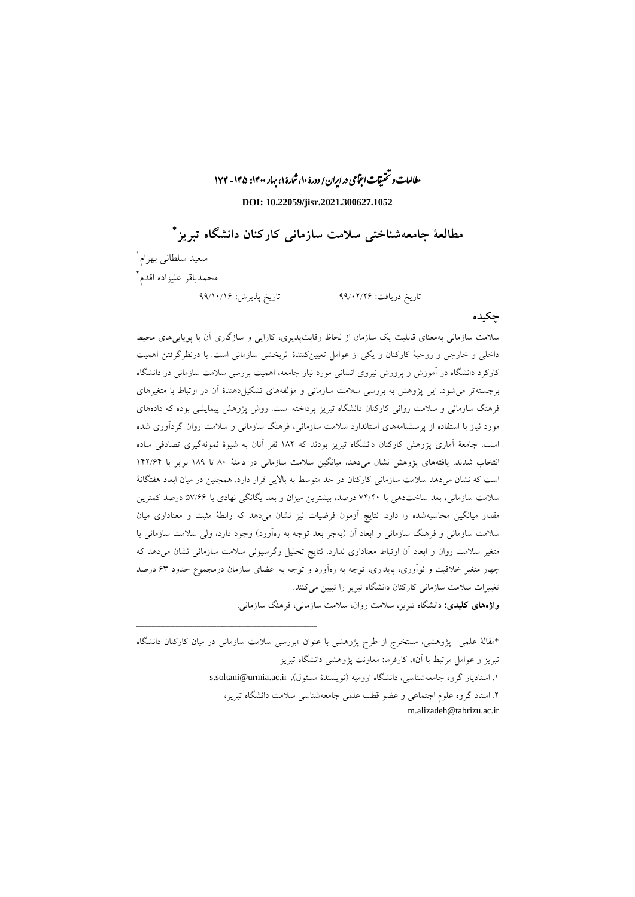**DOI: 10.22059/jisr.2021.300627.1052**

# مطالعهٔ جامعه‌شناختی سلامت سازمانی کارکنان دانشگاه تبریز*

سعید سلطانی بهرام[1]

محمدباقر علیزاده اقدم[2]

تاریخ دریافت: ۹۹/۰۲/۲۶ &nbsp;&nbsp;&nbsp;&nbsp;&nbsp;&nbsp;&nbsp;&nbsp; تاریخ پذیرش: ۹۹/۱۰/۱۶

## چکیده

سلامت سازمانی به‌معنای قابلیت یک سازمان از لحاظ رقابت‌پذیری، کارایی و سازگاری آن با پویایی‌های محیط داخلی و خارجی و روحیهٔ کارکنان و یکی از عوامل تعیین‌کنندهٔ اثربخشی سازمانی است. با درنظرگرفتن اهمیت کارکرد دانشگاه در آموزش و پرورش نیروی انسانی مورد نیاز جامعه، اهمیت بررسی سلامت سازمانی در دانشگاه برجسته‌تر می‌شود. این پژوهش به بررسی سلامت سازمانی و مؤلفه‌های تشکیل‌دهندهٔ آن در ارتباط با متغیرهای فرهنگ سازمانی و سلامت روانی کارکنان دانشگاه تبریز پرداخته است. روش پژوهش پیمایشی بوده که داده‌های مورد نیاز با استفاده از پرسشنامه‌های استاندارد سلامت سازمانی، فرهنگ سازمانی و سلامت روان گردآوری شده است. جامعهٔ آماری پژوهش کارکنان دانشگاه تبریز بودند که ۱۸۲ نفر آنان به شیوهٔ نمونه‌گیری تصادفی ساده انتخاب شدند. یافته‌های پژوهش نشان می‌دهد، میانگین سلامت سازمانی در دامنهٔ ۸۰ تا ۱۸۹ برابر با ۱۴۲/۶۴ است که نشان می‌دهد سلامت سازمانی کارکنان در حد متوسط به بالایی قرار دارد. همچنین در میان ابعاد هفتگانهٔ سلامت سازمانی، بعد ساخت‌دهی با ۷۴/۴۰ درصد، بیشترین میزان و بعد یگانگی نهادی با ۵۷/۶۶ درصد کمترین مقدار میانگین محاسبه‌شده را دارد. نتایج آزمون فرضیات نیز نشان می‌دهد که رابطهٔ مثبت و معناداری میان سلامت سازمانی و فرهنگ سازمانی و ابعاد آن (به‌جز بعد توجه به ره‌آورد) وجود دارد، ولی سلامت سازمانی با متغیر سلامت روان و ابعاد آن ارتباط معناداری ندارد. نتایج تحلیل رگرسیونی سلامت سازمانی نشان می‌دهد که چهار متغیر خلاقیت و نوآوری، پایداری، توجه به ره‌آورد و توجه به اعضای سازمان درمجموع حدود ۶۳ درصد تغییرات سلامت سازمانی کارکنان دانشگاه تبریز را تبیین می‌کنند.

**واژه‌های کلیدی:** دانشگاه تبریز، سلامت روان، سلامت سازمانی، فرهنگ سازمانی.

---

*مقالهٔ علمی- پژوهشی، مستخرج از طرح پژوهشی با عنوان «بررسی سلامت سازمانی در میان کارکنان دانشگاه تبریز و عوامل مرتبط با آن»، کارفرما: معاونت پژوهشی دانشگاه تبریز

۱. استادیار گروه جامعه‌شناسی، دانشگاه ارومیه (نویسندهٔ مسئول)، s.soltani@urmia.ac.ir

۲. استاد گروه علوم اجتماعی و عضو قطب علمی جامعه‌شناسی سلامت دانشگاه تبریز، m.alizadeh@tabrizu.ac.ir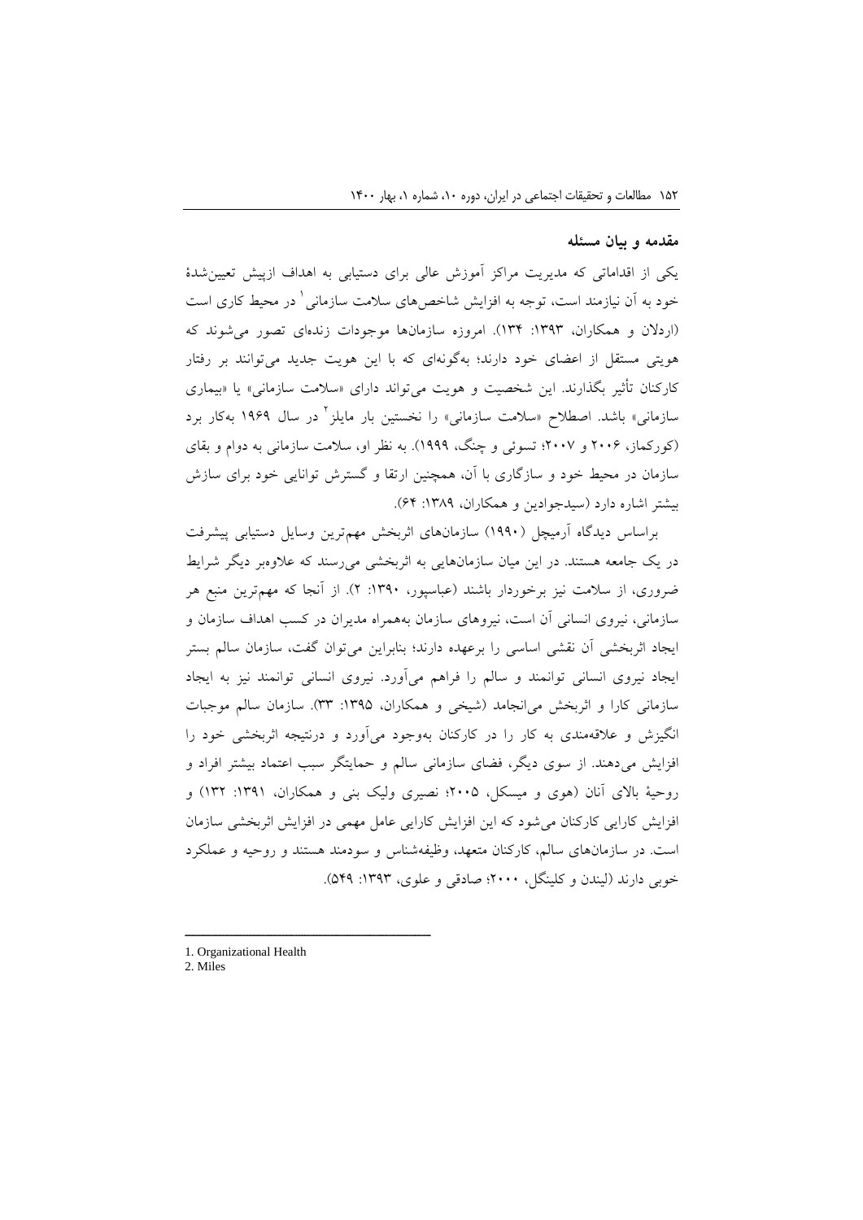## مقدمه و بیان مسئله

یکی از اقداماتی که مدیریت مراکز آموزش عالی برای دستیابی به اهداف ازپیش تعیین‌شدهٔ خود به آن نیازمند است، توجه به افزایش شاخص‌های سلامت سازمانی[1] در محیط کاری است (اردلان و همکاران، ۱۳۹۳: ۱۳۴). امروزه سازمان‌ها موجودات زنده‌ای تصور می‌شوند که هویتی مستقل از اعضای خود دارند؛ به‌گونه‌ای که با این هویت جدید می‌توانند بر رفتار کارکنان تأثیر بگذارند. این شخصیت و هویت می‌تواند دارای «سلامت سازمانی» یا «بیماری سازمانی» باشد. اصطلاح «سلامت سازمانی» را نخستین بار مایلز[2] در سال ۱۹۶۹ به‌کار برد (کورکماز، ۲۰۰۶ و ۲۰۰۷؛ تسوئی و چنگ، ۱۹۹۹). به نظر او، سلامت سازمانی به دوام و بقای سازمان در محیط خود و سازگاری با آن، همچنین ارتقا و گسترش توانایی خود برای سازش بیشتر اشاره دارد (سیدجوادین و همکاران، ۱۳۸۹: ۶۴).

براساس دیدگاه آرمیچل (۱۹۹۰) سازمان‌های اثربخش مهم‌ترین وسایل دستیابی پیشرفت در یک جامعه هستند. در این میان سازمان‌هایی به اثربخشی می‌رسند که علاوه‌بر دیگر شرایط ضروری، از سلامت نیز برخوردار باشند (عباسپور، ۱۳۹۰: ۲). از آنجا که مهم‌ترین منبع هر سازمانی، نیروی انسانی آن است، نیروهای سازمان به‌همراه مدیران در کسب اهداف سازمان و ایجاد اثربخشی آن نقشی اساسی را برعهده دارند؛ بنابراین می‌توان گفت، سازمان سالم بستر ایجاد نیروی انسانی توانمند و سالم را فراهم می‌آورد. نیروی انسانی توانمند نیز به ایجاد سازمانی کارا و اثربخش می‌انجامد (شیخی و همکاران، ۱۳۹۵: ۳۳). سازمان سالم موجبات انگیزش و علاقه‌مندی به کار را در کارکنان به‌وجود می‌آورد و درنتیجه اثربخشی خود را افزایش می‌دهند. از سوی دیگر، فضای سازمانی سالم و حمایتگر سبب اعتماد بیشتر افراد و روحیهٔ بالای آنان (هوی و میسکل، ۲۰۰۵؛ نصیری ولیک بنی و همکاران، ۱۳۹۱: ۱۳۲) و افزایش کارایی کارکنان می‌شود که این افزایش کارایی عامل مهمی در افزایش اثربخشی سازمان است. در سازمان‌های سالم، کارکنان متعهد، وظیفه‌شناس و سودمند هستند و روحیه و عملکرد خوبی دارند (لیندن و کلینگل، ۲۰۰۰؛ صادقی و علوی، ۱۳۹۳: ۵۴۹).

---

1. Organizational Health
2. Miles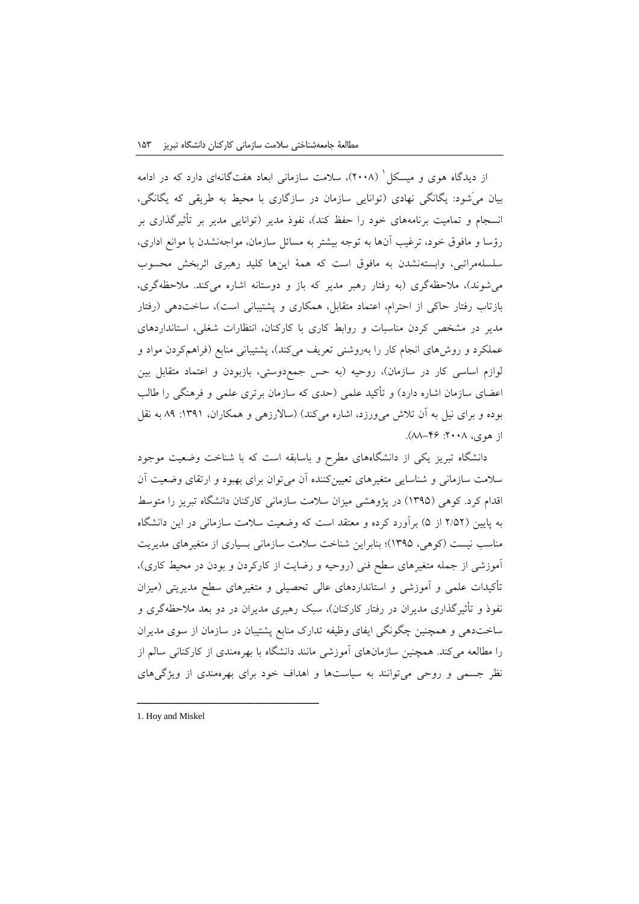از دیدگاه هوی و میسکل[1] (۲۰۰۸)، سلامت سازمانی ابعاد هفت‌گانه‌ای دارد که در ادامه بیان می‌شود: یگانگی نهادی (توانایی سازمان در سازگاری با محیط به طریقی که یگانگی، انسجام و تمامیت برنامه‌های خود را حفظ کند)، نفوذ مدیر (توانایی مدیر بر تأثیرگذاری بر رؤسا و مافوق خود، ترغیب آن‌ها به توجه بیشتر به مسائل سازمان، مواجه‌نشدن با موانع اداری، سلسله‌مراتبی، وابسته‌نشدن به مافوق است که همهٔ این‌ها کلید رهبری اثربخش محسوب می‌شوند)، ملاحظه‌گری (به رفتار رهبر مدیر که باز و دوستانه اشاره می‌کند. ملاحظه‌گری، بازتاب رفتار حاکی از احترام، اعتماد متقابل، همکاری و پشتیبانی است)، ساخت‌دهی (رفتار مدیر در مشخص کردن مناسبات و روابط کاری با کارکنان، انتظارات شغلی، استانداردهای عملکرد و روش‌های انجام کار را به‌روشنی تعریف می‌کند)، پشتیبانی منابع (فراهم‌کردن مواد و لوازم اساسی کار در سازمان)، روحیه (به حس جمع‌دوستی، بازبودن و اعتماد متقابل بین اعضای سازمان اشاره دارد) و تأکید علمی (حدی که سازمان برتری علمی و فرهنگی را طالب بوده و برای نیل به آن تلاش می‌ورزد، اشاره می‌کند) (سالارزهی و همکاران، ۱۳۹۱: ۸۹ به نقل از هوی، ۲۰۰۸: ۴۶-۸۸).

دانشگاه تبریز یکی از دانشگاه‌های مطرح و باسابقه است که با شناخت وضعیت موجود سلامت سازمانی و شناسایی متغیرهای تعیین‌کننده آن می‌توان برای بهبود و ارتقای وضعیت آن اقدام کرد. کوهی (۱۳۹۵) در پژوهشی میزان سلامت سازمانی کارکنان دانشگاه تبریز را متوسط به پایین (۲/۵۲ از ۵) برآورد کرده و معتقد است که وضعیت سلامت سازمانی در این دانشگاه مناسب نیست (کوهی، ۱۳۹۵)؛ بنابراین شناخت سلامت سازمانی بسیاری از متغیرهای مدیریت آموزشی از جمله متغیرهای سطح فنی (روحیه و رضایت از کارکردن و بودن در محیط کاری)، تأکیدات علمی و آموزشی و استانداردهای عالی تحصیلی و متغیرهای سطح مدیریتی (میزان نفوذ و تأثیرگذاری مدیران در رفتار کارکنان)، سبک رهبری مدیران در دو بعد ملاحظه‌گری و ساخت‌دهی و همچنین چگونگی ایفای وظیفه تدارک منابع پشتیبان در سازمان از سوی مدیران را مطالعه می‌کند. همچنین سازمان‌های آموزشی مانند دانشگاه با بهره‌مندی از کارکنانی سالم از نظر جسمی و روحی می‌توانند به سیاست‌ها و اهداف خود برای بهره‌مندی از ویژگی‌های

---

1. Hoy and Miskel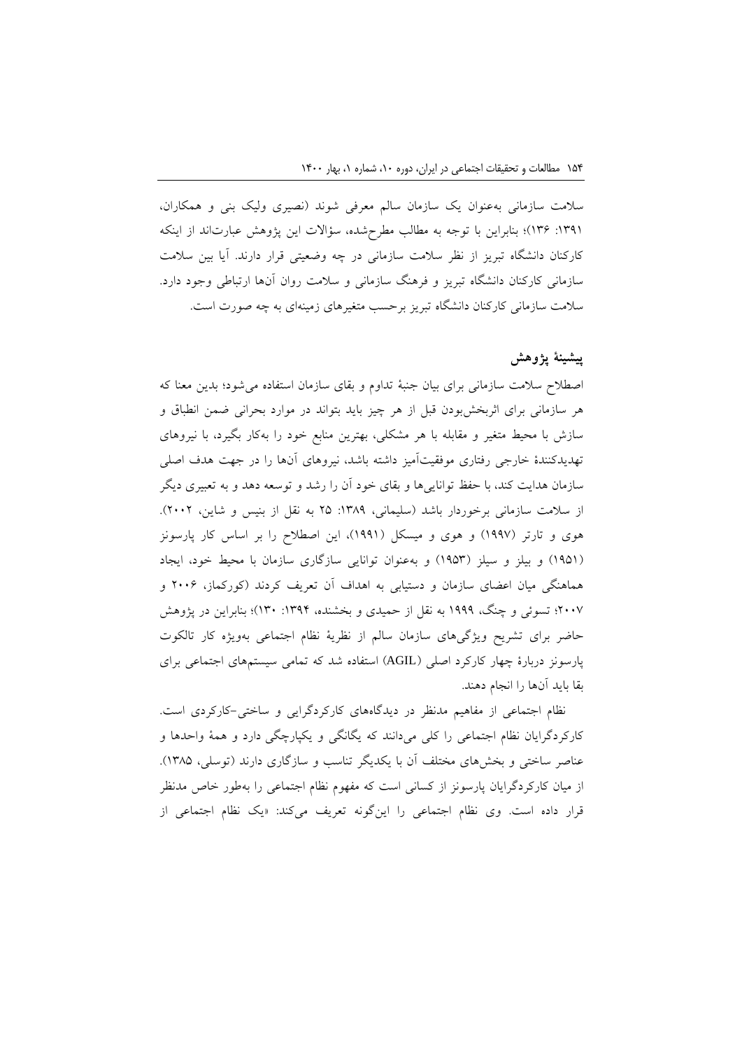سلامت سازمانی به‌عنوان یک سازمان سالم معرفی شوند (نصیری ولیک بنی و همکاران، ۱۳۹۱: ۱۳۶)؛ بنابراین با توجه به مطالب مطرح‌شده، سؤالات این پژوهش عبارت‌اند از اینکه کارکنان دانشگاه تبریز از نظر سلامت سازمانی در چه وضعیتی قرار دارند. آیا بین سلامت سازمانی کارکنان دانشگاه تبریز و فرهنگ سازمانی و سلامت روان آن‌ها ارتباطی وجود دارد. سلامت سازمانی کارکنان دانشگاه تبریز برحسب متغیرهای زمینه‌ای به چه صورت است.

## پیشینهٔ پژوهش

اصطلاح سلامت سازمانی برای بیان جنبهٔ تداوم و بقای سازمان استفاده می‌شود؛ بدین معنا که هر سازمانی برای اثربخش‌بودن قبل از هر چیز باید بتواند در موارد بحرانی ضمن انطباق و سازش با محیط متغیر و مقابله با هر مشکلی، بهترین منابع خود را به‌کار بگیرد، با نیروهای تهدیدکنندهٔ خارجی رفتاری موفقیت‌آمیز داشته باشد، نیروهای آن‌ها را در جهت هدف اصلی سازمان هدایت کند، با حفظ توانایی‌ها و بقای خود آن را رشد و توسعه دهد و به تعبیری دیگر از سلامت سازمانی برخوردار باشد (سلیمانی، ۱۳۸۹: ۲۵ به نقل از بنیس و شاین، ۲۰۰۲). هوی و تارتر (۱۹۹۷) و هوی و میسکل (۱۹۹۱)، این اصطلاح را بر اساس کار پارسونز (۱۹۵۱) و بیلز و سیلز (۱۹۵۳) و به‌عنوان توانایی سازگاری سازمان با محیط خود، ایجاد هماهنگی میان اعضای سازمان و دستیابی به اهداف آن تعریف کردند (کورکماز، ۲۰۰۶ و ۲۰۰۷؛ تسوئی و چنگ، ۱۹۹۹ به نقل از حمیدی و بخشنده، ۱۳۹۴: ۱۳۰)؛ بنابراین در پژوهش حاضر برای تشریح ویژگی‌های سازمان سالم از نظریهٔ نظام اجتماعی به‌ویژه کار تالکوت پارسونز دربارهٔ چهار کارکرد اصلی (AGIL) استفاده شد که تمامی سیستم‌های اجتماعی برای بقا باید آن‌ها را انجام دهند.

نظام اجتماعی از مفاهیم مدنظر در دیدگاه‌های کارکردگرایی و ساختی-کارکردی است. کارکردگرایان نظام اجتماعی را کلی می‌دانند که یگانگی و یکپارچگی دارد و همهٔ واحدها و عناصر ساختی و بخش‌های مختلف آن با یکدیگر تناسب و سازگاری دارند (توسلی، ۱۳۸۵). از میان کارکردگرایان پارسونز از کسانی است که مفهوم نظام اجتماعی را به‌طور خاص مدنظر قرار داده است. وی نظام اجتماعی را این‌گونه تعریف می‌کند: «یک نظام اجتماعی از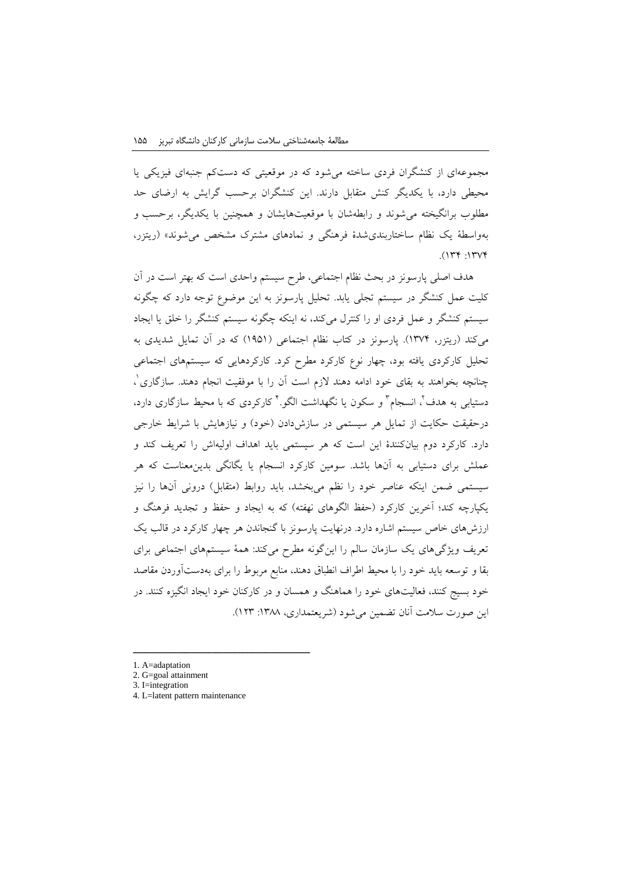مجموعه‌ای از کنشگران فردی ساخته می‌شود که در موقعیتی که دست‌کم جنبه‌ای فیزیکی یا محیطی دارد، با یکدیگر کنش متقابل دارند. این کنشگران برحسب گرایش به ارضای حد مطلوب برانگیخته می‌شوند و رابطه‌شان با موقعیت‌هایشان و همچنین با یکدیگر، برحسب و به‌واسطهٔ یک نظام ساختاربندی‌شدهٔ فرهنگی و نمادهای مشترک مشخص می‌شوند» (ریتزر، ۱۳۷۴: ۱۳۴).

هدف اصلی پارسونز در بحث نظام اجتماعی، طرح سیستم واحدی است که بهتر است در آن کلیت عمل کنشگر در سیستم تجلی یابد. تحلیل پارسونز به این موضوع توجه دارد که چگونه سیستم کنشگر و عمل فردی او را کنترل می‌کند، نه اینکه چگونه سیستم کنشگر را خلق یا ایجاد می‌کند (ریتزر، ۱۳۷۴). پارسونز در کتاب نظام اجتماعی (۱۹۵۱) که در آن تمایل شدیدی به تحلیل کارکردی یافته بود، چهار نوع کارکرد مطرح کرد. کارکردهایی که سیستم‌های اجتماعی چنانچه بخواهند به بقای خود ادامه دهند لازم است آن را با موفقیت انجام دهند. سازگاری[1]، دستیابی به هدف[2]، انسجام[3] و سکون یا نگهداشت الگو.[4] کارکردی که با محیط سازگاری دارد، درحقیقت حکایت از تمایل هر سیستمی در سازش‌دادن (خود) و نیازهایش با شرایط خارجی دارد. کارکرد دوم بیان‌کنندهٔ این است که هر سیستمی باید اهداف اولیه‌اش را تعریف کند و عملش برای دستیابی به آن‌ها باشد. سومین کارکرد انسجام یا یگانگی بدین‌معناست که هر سیستمی ضمن اینکه عناصر خود را نظم می‌بخشد، باید روابط (متقابل) درونی آن‌ها را نیز یکپارچه کند؛ آخرین کارکرد (حفظ الگوهای نهفته) که به ایجاد و حفظ و تجدید فرهنگ و ارزش‌های خاص سیستم اشاره دارد. درنهایت پارسونز با گنجاندن هر چهار کارکرد در قالب یک تعریف ویژگی‌های یک سازمان سالم را این‌گونه مطرح می‌کند: همهٔ سیستم‌های اجتماعی برای بقا و توسعه باید خود را با محیط اطراف انطباق دهند، منابع مربوط را برای به‌دست‌آوردن مقاصد خود بسیج کنند، فعالیت‌های خود را هماهنگ و همسان و در کارکنان خود ایجاد انگیزه کنند. در این صورت سلامت آنان تضمین می‌شود (شریعتمداری، ۱۳۸۸: ۱۲۳).

---

1. A=adaptation
2. G=goal attainment
3. I=integration
4. L=latent pattern maintenance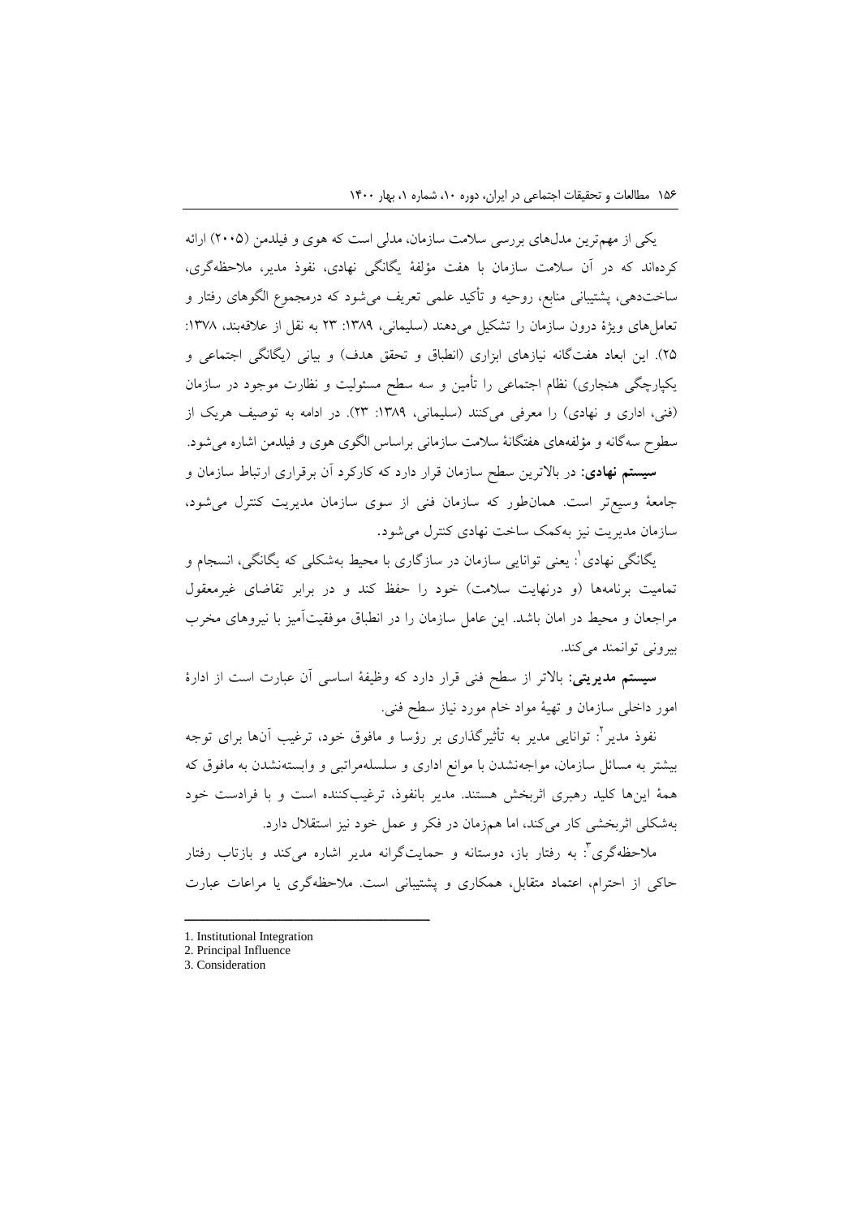یکی از مهم‌ترین مدل‌های بررسی سلامت سازمان، مدلی است که هوی و فیلدمن (۲۰۰۵) ارائه کرده‌اند که در آن سلامت سازمان با هفت مؤلفهٔ یگانگی نهادی، نفوذ مدیر، ملاحظه‌گری، ساخت‌دهی، پشتیبانی منابع، روحیه و تأکید علمی تعریف می‌شود که درمجموع الگوهای رفتار و تعامل‌های ویژهٔ درون سازمان را تشکیل می‌دهند (سلیمانی، ۱۳۸۹: ۲۳ به نقل از علاقه‌بند، ۱۳۷۸: ۲۵). این ابعاد هفت‌گانه نیازهای ابزاری (انطباق و تحقق هدف) و بیانی (یگانگی اجتماعی و یکپارچگی هنجاری) نظام اجتماعی را تأمین و سه سطح مسئولیت و نظارت موجود در سازمان (فنی، اداری و نهادی) را معرفی می‌کنند (سلیمانی، ۱۳۸۹: ۲۳). در ادامه به توصیف هریک از سطوح سه‌گانه و مؤلفه‌های هفتگانهٔ سلامت سازمانی براساس الگوی هوی و فیلدمن اشاره می‌شود.

**سیستم نهادی:** در بالاترین سطح سازمان قرار دارد که کارکرد آن برقراری ارتباط سازمان و جامعهٔ وسیع‌تر است. همان‌طور که سازمان فنی از سوی سازمان مدیریت کنترل می‌شود، سازمان مدیریت نیز به‌کمک ساخت نهادی کنترل می‌شود.

یگانگی نهادی[1]: یعنی توانایی سازمان در سازگاری با محیط به‌شکلی که یگانگی، انسجام و تمامیت برنامه‌ها (و درنهایت سلامت) خود را حفظ کند و در برابر تقاضای غیرمعقول مراجعان و محیط در امان باشد. این عامل سازمان را در انطباق موفقیت‌آمیز با نیروهای مخرب بیرونی توانمند می‌کند.

**سیستم مدیریتی:** بالاتر از سطح فنی قرار دارد که وظیفهٔ اساسی آن عبارت است از ادارهٔ امور داخلی سازمان و تهیهٔ مواد خام مورد نیاز سطح فنی.

نفوذ مدیر[2]: توانایی مدیر به تأثیرگذاری بر رؤسا و مافوق خود، ترغیب آن‌ها برای توجه بیشتر به مسائل سازمان، مواجه‌نشدن با موانع اداری و سلسله‌مراتبی و وابسته‌نشدن به مافوق که همهٔ این‌ها کلید رهبری اثربخش هستند. مدیر بانفوذ، ترغیب‌کننده است و با فرادست خود به‌شکلی اثربخشی کار می‌کند، اما هم‌زمان در فکر و عمل خود نیز استقلال دارد.

ملاحظه‌گری[3]: به رفتار باز، دوستانه و حمایت‌گرانه مدیر اشاره می‌کند و بازتاب رفتار حاکی از احترام، اعتماد متقابل، همکاری و پشتیبانی است. ملاحظه‌گری یا مراعات عبارت

---

1. Institutional Integration
2. Principal Influence
3. Consideration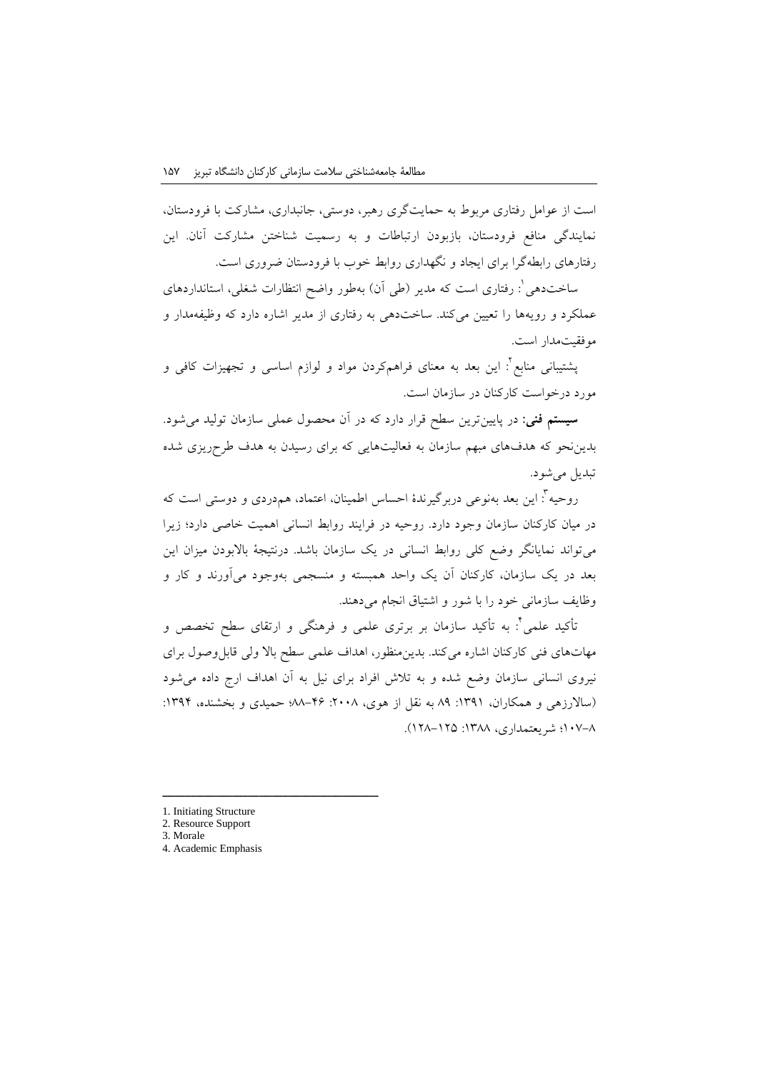است از عوامل رفتاری مربوط به حمایت‌گری رهبر، دوستی، جانبداری، مشارکت با فرودستان، نمایندگی منافع فرودستان، بازبودن ارتباطات و به رسمیت شناختن مشارکت آنان. این رفتارهای رابطه‌گرا برای ایجاد و نگهداری روابط خوب با فرودستان ضروری است.

ساخت‌دهی[1]: رفتاری است که مدیر (طی آن) به‌طور واضح انتظارات شغلی، استانداردهای عملکرد و رویه‌ها را تعیین می‌کند. ساخت‌دهی به رفتاری از مدیر اشاره دارد که وظیفه‌مدار و موفقیت‌مدار است.

پشتیبانی منابع[2]: این بعد به معنای فراهم‌کردن مواد و لوازم اساسی و تجهیزات کافی و مورد درخواست کارکنان در سازمان است.

**سیستم فنی:** در پایین‌ترین سطح قرار دارد که در آن محصول عملی سازمان تولید می‌شود. بدین‌نحو که هدف‌های مبهم سازمان به فعالیت‌هایی که برای رسیدن به هدف طرح‌ریزی شده تبدیل می‌شود.

روحیه[3]: این بعد به‌نوعی دربرگیرندهٔ احساس اطمینان، اعتماد، همدردی و دوستی است که در میان کارکنان سازمان وجود دارد. روحیه در فرایند روابط انسانی اهمیت خاصی دارد؛ زیرا می‌تواند نمایانگر وضع کلی روابط انسانی در یک سازمان باشد. درنتیجهٔ بالابودن میزان این بعد در یک سازمان، کارکنان آن یک واحد همبسته و منسجمی به‌وجود می‌آورند و کار و وظایف سازمانی خود را با شور و اشتیاق انجام می‌دهند.

تأکید علمی[4]: به تأکید سازمان بر برتری علمی و فرهنگی و ارتقای سطح تخصص و مهارت‌های فنی کارکنان اشاره می‌کند. بدین‌منظور، اهداف علمی سطح بالا ولی قابل‌وصول برای نیروی انسانی سازمان وضع شده و به تلاش افراد برای نیل به آن اهداف ارج داده می‌شود (سالارزهی و همکاران، ۱۳۹۱: ۸۹ به نقل از هوی، ۲۰۰۸: ۴۶–۸۸؛ حمیدی و بخشنده، ۱۳۹۴: ۸–۱۰۷؛ شریعتمداری، ۱۳۸۸: ۱۲۵–۱۲۸).

---

1. Initiating Structure
2. Resource Support
3. Morale
4. Academic Emphasis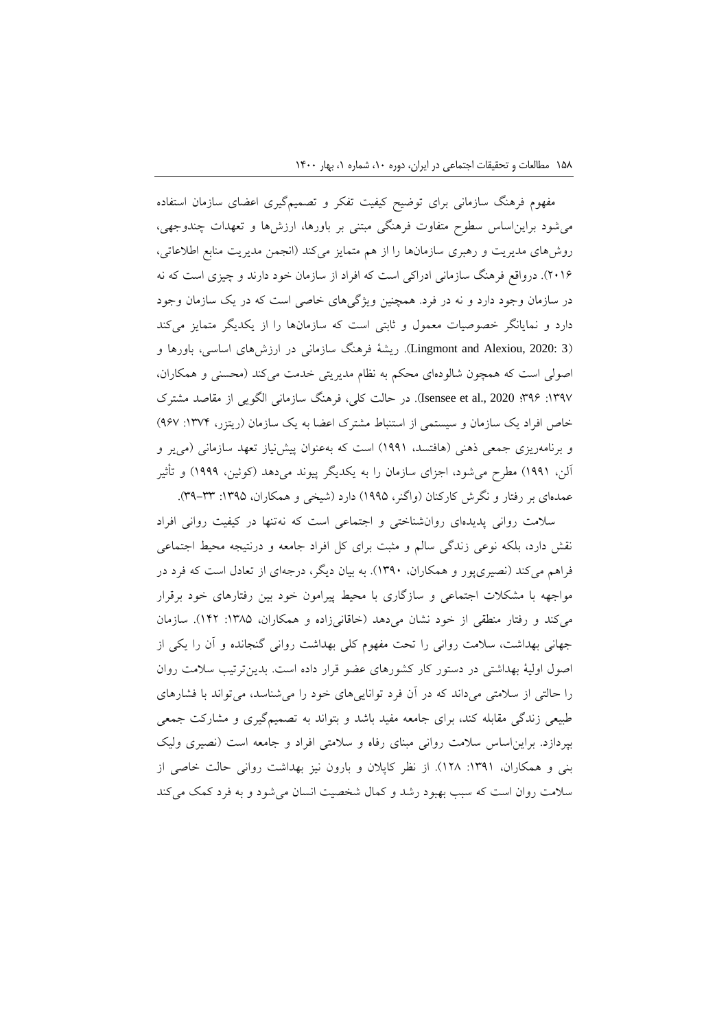مفهوم فرهنگ سازمانی برای توضیح کیفیت تفکر و تصمیم‌گیری اعضای سازمان استفاده می‌شود براین‌اساس سطوح متفاوت فرهنگی مبتنی بر باورها، ارزش‌ها و تعهدات چندوجهی، روش‌های مدیریت و رهبری سازمان‌ها را از هم متمایز می‌کند (انجمن مدیریت منابع اطلاعاتی، ۲۰۱۶). درواقع فرهنگ سازمانی ادراکی است که افراد از سازمان خود دارند و چیزی است که نه در سازمان وجود دارد و نه در فرد. همچنین ویژگی‌های خاصی است که در یک سازمان وجود دارد و نمایانگر خصوصیات معمول و ثابتی است که سازمان‌ها را از یکدیگر متمایز می‌کند (Lingmont and Alexiou, 2020: 3). ریشهٔ فرهنگ سازمانی در ارزش‌های اساسی، باورها و اصولی است که همچون شالوده‌ای محکم به نظام مدیریتی خدمت می‌کند (محسنی و همکاران، ۱۳۹۷: ۳۹۶؛ Isensee et al., 2020). در حالت کلی، فرهنگ سازمانی الگویی از مقاصد مشترک خاص افراد یک سازمان و سیستمی از استنباط مشترک اعضا به یک سازمان (ریتزر، ۱۳۷۴: ۹۶۷) و برنامه‌ریزی جمعی ذهنی (هافتسد، ۱۹۹۱) است که به‌عنوان پیش‌نیاز تعهد سازمانی (می‌یر و آلن، ۱۹۹۱) مطرح می‌شود، اجزای سازمان را به یکدیگر پیوند می‌دهد (کوئین، ۱۹۹۹) و تأثیر عمده‌ای بر رفتار و نگرش کارکنان (واگنر، ۱۹۹۵) دارد (شیخی و همکاران، ۱۳۹۵: ۳۳–۳۹).

سلامت روانی پدیده‌ای روان‌شناختی و اجتماعی است که نه‌تنها در کیفیت روانی افراد نقش دارد، بلکه نوعی زندگی سالم و مثبت برای کل افراد جامعه و درنتیجه محیط اجتماعی فراهم می‌کند (نصیری‌پور و همکاران، ۱۳۹۰). به بیان دیگر، درجه‌ای از تعادل است که فرد در مواجهه با مشکلات اجتماعی و سازگاری با محیط پیرامون خود بین رفتارهای خود برقرار می‌کند و رفتار منطقی از خود نشان می‌دهد (خاقانی‌زاده و همکاران، ۱۳۸۵: ۱۴۲). سازمان جهانی بهداشت، سلامت روانی را تحت مفهوم کلی بهداشت روانی گنجانده و آن را یکی از اصول اولیهٔ بهداشتی در دستور کار کشورهای عضو قرار داده است. بدین‌ترتیب سلامت روان را حالتی از سلامتی می‌داند که در آن فرد توانایی‌های خود را می‌شناسد، می‌تواند با فشارهای طبیعی زندگی مقابله کند، برای جامعه مفید باشد و بتواند به تصمیم‌گیری و مشارکت جمعی بپردازد. براین‌اساس سلامت روانی مبنای رفاه و سلامتی افراد و جامعه است (نصیری ولیک بنی و همکاران، ۱۳۹۱: ۱۲۸). از نظر کاپلان و بارون نیز بهداشت روانی حالت خاصی از سلامت روان است که سبب بهبود رشد و کمال شخصیت انسان می‌شود و به فرد کمک می‌کند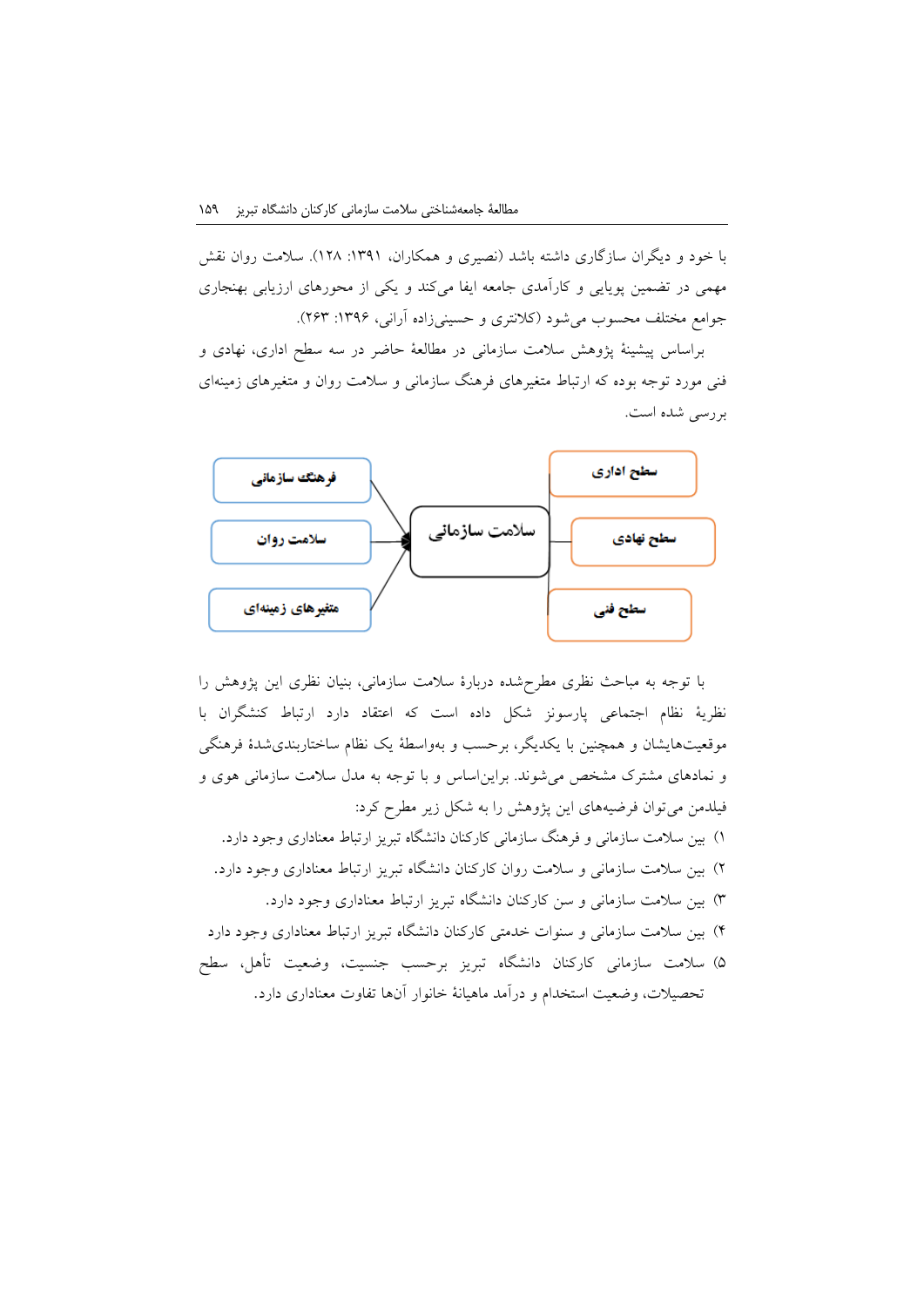با خود و دیگران سازگاری داشته باشد (نصیری و همکاران، ۱۳۹۱: ۱۲۸). سلامت روان نقش مهمی در تضمین پویایی و کارآمدی جامعه ایفا می‌کند و یکی از محورهای ارزیابی بهنجاری جوامع مختلف محسوب می‌شود (کلانتری و حسینی‌زاده آرانی، ۱۳۹۶: ۲۶۳).

براساس پیشینهٔ پژوهش سلامت سازمانی در مطالعهٔ حاضر در سه سطح اداری، نهادی و فنی مورد توجه بوده که ارتباط متغیرهای فرهنگ سازمانی و سلامت روان و متغیرهای زمینه‌ای بررسی شده است.

فرهنگ سازمانی

سلامت روان

متغیرهای زمینه‌ای

سلامت سازمانی

سطح اداری

سطح نهادی

سطح فنی

با توجه به مباحث نظری مطرح‌شده دربارهٔ سلامت سازمانی، بنیان نظری این پژوهش را نظریهٔ نظام اجتماعی پارسونز شکل داده است که اعتقاد دارد ارتباط کنشگران با موقعیت‌هایشان و همچنین با یکدیگر، برحسب و به‌واسطهٔ یک نظام ساختاربندی‌شدهٔ فرهنگی و نمادهای مشترک مشخص می‌شوند. براین‌اساس و با توجه به مدل سلامت سازمانی هوی و فیلدمن می‌توان فرضیه‌های این پژوهش را به شکل زیر مطرح کرد:

۱) بین سلامت سازمانی و فرهنگ سازمانی کارکنان دانشگاه تبریز ارتباط معناداری وجود دارد.

۲) بین سلامت سازمانی و سلامت روان کارکنان دانشگاه تبریز ارتباط معناداری وجود دارد.

۳) بین سلامت سازمانی و سن کارکنان دانشگاه تبریز ارتباط معناداری وجود دارد.

۴) بین سلامت سازمانی و سنوات خدمتی کارکنان دانشگاه تبریز ارتباط معناداری وجود دارد

۵) سلامت سازمانی کارکنان دانشگاه تبریز برحسب جنسیت، وضعیت تأهل، سطح تحصیلات، وضعیت استخدام و درآمد ماهیانهٔ خانوار آن‌ها تفاوت معناداری دارد.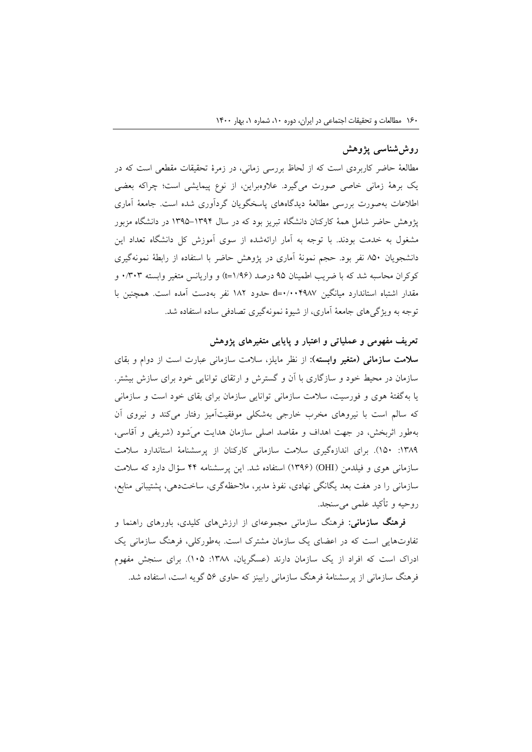## روش‌شناسی پژوهش

مطالعهٔ حاضر کاربردی است که از لحاظ بررسی زمانی، در زمرهٔ تحقیقات مقطعی است که در یک برههٔ زمانی خاصی صورت می‌گیرد. علاوه‌براین، از نوع پیمایشی است؛ چراکه بعضی اطلاعات به‌صورت بررسی مطالعهٔ دیدگاه‌های پاسخگویان گردآوری شده است. جامعهٔ آماری پژوهش حاضر شامل همهٔ کارکنان دانشگاه تبریز بود که در سال ۱۳۹۴–۱۳۹۵ در دانشگاه مزبور مشغول به خدمت بودند. با توجه به آمار ارائه‌شده از سوی آموزش کل دانشگاه تعداد این دانشجویان ۸۵۰ نفر بود. حجم نمونهٔ آماری در پژوهش حاضر با استفاده از رابطهٔ نمونه‌گیری کوکران محاسبه شد که با ضریب اطمینان ۹۵ درصد (t=۱/۹۶) و واریانس متغیر وابسته ۰/۳۰۳ و مقدار اشتباه استاندارد میانگین d=۰/۰۰۴۹۸۷ حدود ۱۸۲ نفر به‌دست آمده است. همچنین با توجه به ویژگی‌های جامعهٔ آماری، از شیوهٔ نمونه‌گیری تصادفی ساده استفاده شد.

### تعریف مفهومی و عملیاتی و اعتبار و پایایی متغیرهای پژوهش

**سلامت سازمانی (متغیر وابسته):** از نظر مایلز، سلامت سازمانی عبارت است از دوام و بقای سازمان در محیط خود و سازگاری با آن و گسترش و ارتقای توانایی خود برای سازش بیشتر. یا به‌گفتهٔ هوی و فورسیت، سلامت سازمانی توانایی سازمان برای بقای خود است و سازمانی که سالم است با نیروهای مخرب خارجی به‌شکلی موفقیت‌آمیز رفتار می‌کند و نیروی آن به‌طور اثربخش، در جهت اهداف و مقاصد اصلی سازمان هدایت می‌شود (شریفی و آقاسی، ۱۳۸۹: ۱۵۰). برای اندازه‌گیری سلامت سازمانی کارکنان از پرسشنامهٔ استاندارد سلامت سازمانی هوی و فیلدمن (OHI) (۱۳۹۶) استفاده شد. این پرسشنامه ۴۴ سؤال دارد که سلامت سازمانی را در هفت بعد یگانگی نهادی، نفوذ مدیر، ملاحظه‌گری، ساخت‌دهی، پشتیبانی منابع، روحیه و تأکید علمی می‌سنجد.

**فرهنگ سازمانی:** فرهنگ سازمانی مجموعه‌ای از ارزش‌های کلیدی، باورهای راهنما و تفاوت‌هایی است که در اعضای یک سازمان مشترک است. به‌طورکلی، فرهنگ سازمانی یک ادراک است که افراد از یک سازمان دارند (عسگریان، ۱۳۸۸: ۱۰۵). برای سنجش مفهوم فرهنگ سازمانی از پرسشنامهٔ فرهنگ سازمانی رابینز که حاوی ۵۶ گویه است، استفاده شد.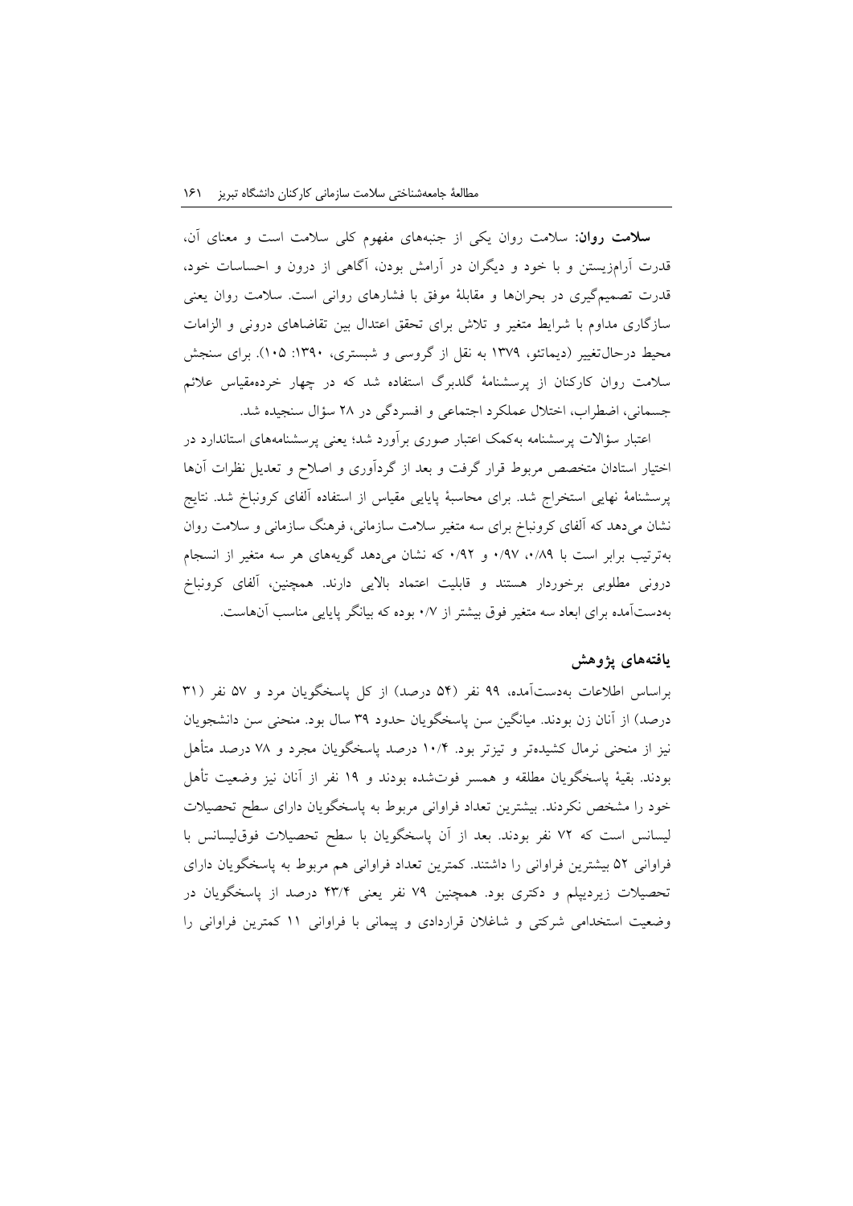**سلامت روان:** سلامت روان یکی از جنبه‌های مفهوم کلی سلامت است و معنای آن، قدرت آرام‌زیستن و با خود و دیگران در آرامش بودن، آگاهی از درون و احساسات خود، قدرت تصمیم‌گیری در بحران‌ها و مقابلهٔ موفق با فشارهای روانی است. سلامت روان یعنی سازگاری مداوم با شرایط متغیر و تلاش برای تحقق اعتدال بین تقاضاهای درونی و الزامات محیط درحال‌تغییر (دیماتئو، ۱۳۷۹ به نقل از گروسی و شبستری، ۱۳۹۰: ۱۰۵). برای سنجش سلامت روان کارکنان از پرسشنامهٔ گلدبرگ استفاده شد که در چهار خرده‌مقیاس علائم جسمانی، اضطراب، اختلال عملکرد اجتماعی و افسردگی در ۲۸ سؤال سنجیده شد.

اعتبار سؤالات پرسشنامه به‌کمک اعتبار صوری برآورد شد؛ یعنی پرسشنامه‌های استاندارد در اختیار استادان متخصص مربوط قرار گرفت و بعد از گردآوری و اصلاح و تعدیل نظرات آن‌ها پرسشنامهٔ نهایی استخراج شد. برای محاسبهٔ پایایی مقیاس از استفاده آلفای کرونباخ شد. نتایج نشان می‌دهد که آلفای کرونباخ برای سه متغیر سلامت سازمانی، فرهنگ سازمانی و سلامت روان به‌ترتیب برابر است با ۰/۸۹، ۰/۹۷ و ۰/۹۲ که نشان می‌دهد گویه‌های هر سه متغیر از انسجام درونی مطلوبی برخوردار هستند و قابلیت اعتماد بالایی دارند. همچنین، آلفای کرونباخ به‌دست‌آمده برای ابعاد سه متغیر فوق بیشتر از ۰/۷ بوده که بیانگر پایایی مناسب آن‌هاست.

## یافته‌های پژوهش

براساس اطلاعات به‌دست‌آمده، ۹۹ نفر (۵۴ درصد) از کل پاسخگویان مرد و ۵۷ نفر (۳۱ درصد) از آنان زن بودند. میانگین سن پاسخگویان حدود ۳۹ سال بود. منحنی سن دانشجویان نیز از منحنی نرمال کشیده‌تر و تیزتر بود. ۱۰/۴ درصد پاسخگویان مجرد و ۷۸ درصد متأهل بودند. بقیهٔ پاسخگویان مطلقه و همسر فوت‌شده بودند و ۱۹ نفر از آنان نیز وضعیت تأهل خود را مشخص نکردند. بیشترین تعداد فراوانی مربوط به پاسخگویان دارای سطح تحصیلات لیسانس است که ۷۲ نفر بودند. بعد از آن پاسخگویان با سطح تحصیلات فوق‌لیسانس با فراوانی ۵۲ بیشترین فراوانی را داشتند. کمترین تعداد فراوانی هم مربوط به پاسخگویان دارای تحصیلات زیردیپلم و دکتری بود. همچنین ۷۹ نفر یعنی ۴۳/۴ درصد از پاسخگویان در وضعیت استخدامی شرکتی و شاغلان قراردادی و پیمانی با فراوانی ۱۱ کمترین فراوانی را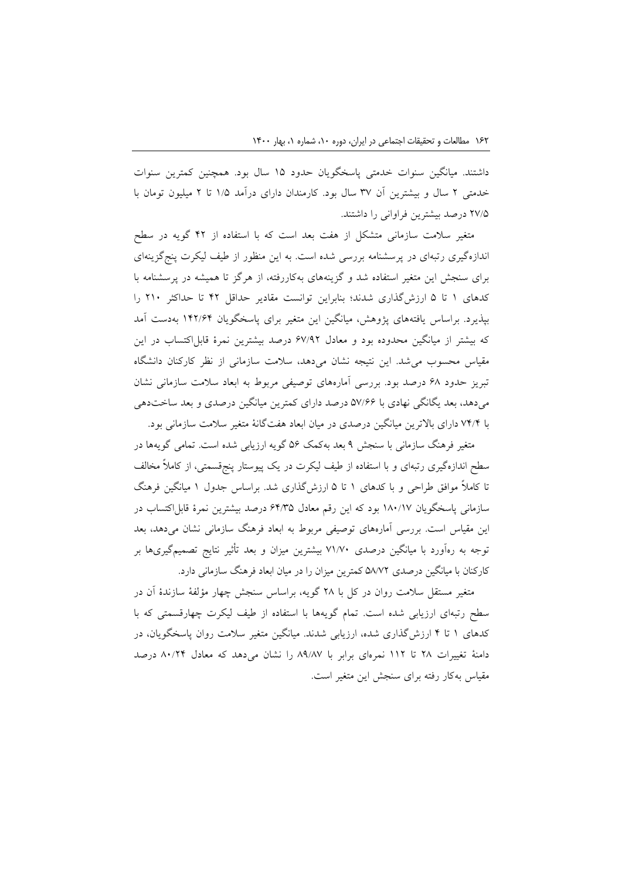داشتند. میانگین سنوات خدمتی پاسخگویان حدود ۱۵ سال بود. همچنین کمترین سنوات خدمتی ۲ سال و بیشترین آن ۳۷ سال بود. کارمندان دارای درآمد ۱/۵ تا ۲ میلیون تومان با ۲۷/۵ درصد بیشترین فراوانی را داشتند.

متغیر سلامت سازمانی متشکل از هفت بعد است که با استفاده از ۴۲ گویه در سطح اندازه‌گیری رتبه‌ای در پرسشنامه بررسی شده است. به این منظور از طیف لیکرت پنج‌گزینه‌ای برای سنجش این متغیر استفاده شد و گزینه‌های به‌کاررفته، از هرگز تا همیشه در پرسشنامه با کدهای ۱ تا ۵ ارزش‌گذاری شدند؛ بنابراین توانست مقادیر حداقل ۴۲ تا حداکثر ۲۱۰ را بپذیرد. براساس یافته‌های پژوهش، میانگین این متغیر برای پاسخگویان ۱۴۲/۶۴ به‌دست آمد که بیشتر از میانگین محدوده بود و معادل ۶۷/۹۲ درصد بیشترین نمرهٔ قابل‌اکتساب در این مقیاس محسوب می‌شد. این نتیجه نشان می‌دهد، سلامت سازمانی از نظر کارکنان دانشگاه تبریز حدود ۶۸ درصد بود. بررسی آماره‌های توصیفی مربوط به ابعاد سلامت سازمانی نشان می‌دهد، بعد یگانگی نهادی با ۵۷/۶۶ درصد دارای کمترین میانگین درصدی و بعد ساخت‌دهی با ۷۴/۴ دارای بالاترین میانگین درصدی در میان ابعاد هفت‌گانهٔ متغیر سلامت سازمانی بود.

متغیر فرهنگ سازمانی با سنجش ۹ بعد به‌کمک ۵۶ گویه ارزیابی شده است. تمامی گویه‌ها در سطح اندازه‌گیری رتبه‌ای و با استفاده از طیف لیکرت در یک پیوستار پنج‌قسمتی، از کاملاً مخالف تا کاملاً موافق طراحی و با کدهای ۱ تا ۵ ارزش‌گذاری شد. براساس جدول ۱ میانگین فرهنگ سازمانی پاسخگویان ۱۸۰/۱۷ بود که این رقم معادل ۶۴/۳۵ درصد بیشترین نمرهٔ قابل‌اکتساب در این مقیاس است. بررسی آماره‌های توصیفی مربوط به ابعاد فرهنگ سازمانی نشان می‌دهد، بعد توجه به ره‌آورد با میانگین درصدی ۷۱/۷۰ بیشترین میزان و بعد تأثیر نتایج تصمیم‌گیری‌ها بر کارکنان با میانگین درصدی ۵۸/۷۲ کمترین میزان را در میان ابعاد فرهنگ سازمانی دارد.

متغیر مستقل سلامت روان در کل با ۲۸ گویه، براساس سنجش چهار مؤلفهٔ سازندهٔ آن در سطح رتبه‌ای ارزیابی شده است. تمام گویه‌ها با استفاده از طیف لیکرت چهارقسمتی که با کدهای ۱ تا ۴ ارزش‌گذاری شده، ارزیابی شدند. میانگین متغیر سلامت روان پاسخگویان، در دامنهٔ تغییرات ۲۸ تا ۱۱۲ نمره‌ای برابر با ۸۹/۸۷ را نشان می‌دهد که معادل ۸۰/۲۴ درصد مقیاس به‌کار رفته برای سنجش این متغیر است.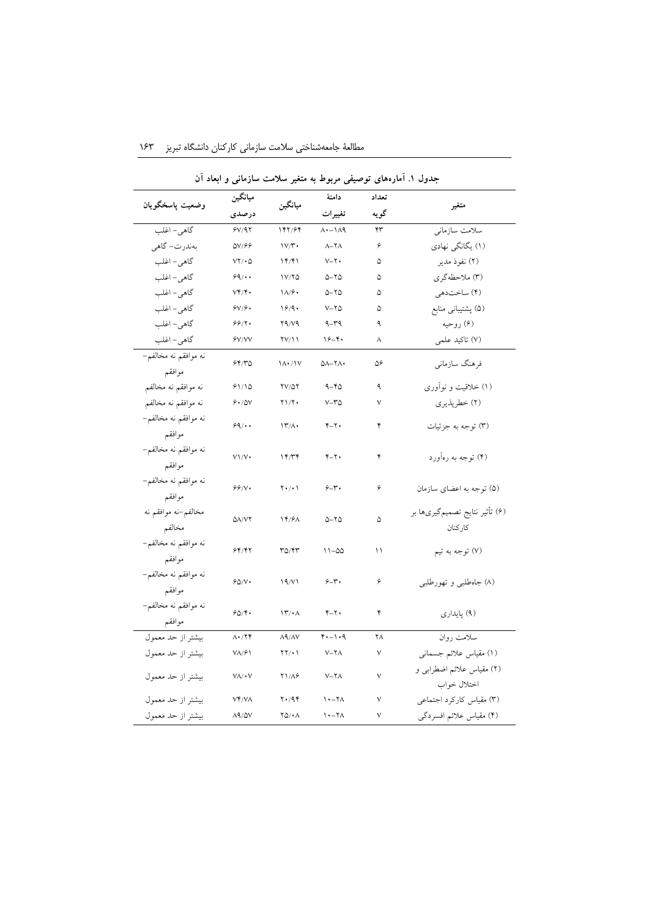جدول ۱. آماره‌های توصیفی مربوط به متغیر سلامت سازمانی و ابعاد آن

| متغیر | تعداد گویه | دامنهٔ تغییرات | میانگین | میانگین درصدی | وضعیت پاسخگویان |
|---|---|---|---|---|---|
| سلامت سازمانی | ۴۳ | ۸۰–۱۸۹ | ۱۴۲/۶۴ | ۶۷/۹۲ | گاهی– اغلب |
| (۱) یگانگی نهادی | ۶ | ۸–۲۸ | ۱۷/۳۰ | ۵۷/۶۶ | به‌ندرت– گاهی |
| (۲) نفوذ مدیر | ۵ | ۷–۲۰ | ۱۴/۴۱ | ۷۲/۰۵ | گاهی– اغلب |
| (۳) ملاحظه‌گری | ۵ | ۵–۲۵ | ۱۷/۲۵ | ۶۹/۰۰ | گاهی– اغلب |
| (۴) ساخت‌دهی | ۵ | ۵–۲۵ | ۱۸/۶۰ | ۷۴/۴۰ | گاهی– اغلب |
| (۵) پشتیبانی منابع | ۵ | ۷–۲۵ | ۱۶/۹۰ | ۶۷/۶۰ | گاهی– اغلب |
| (۶) روحیه | ۹ | ۹–۳۹ | ۲۹/۷۹ | ۶۶/۲۰ | گاهی– اغلب |
| (۷) تاکید علمی | ۸ | ۱۶–۴۰ | ۲۷/۱۱ | ۶۷/۷۷ | گاهی– اغلب |
| فرهنگ سازمانی | ۵۶ | ۵۸–۲۸۰ | ۱۸۰/۱۷ | ۶۴/۳۵ | نه موافقم نه مخالفم– موافقم |
| (۱) خلاقیت و نوآوری | ۹ | ۹–۴۵ | ۲۷/۵۲ | ۶۱/۱۵ | نه موافقم نه مخالفم |
| (۲) خطرپذیری | ۷ | ۷–۳۵ | ۲۱/۲۰ | ۶۰/۵۷ | نه موافقم نه مخالفم |
| (۳) توجه به جزئیات | ۴ | ۴–۲۰ | ۱۳/۸۰ | ۶۹/۰۰ | نه موافقم نه مخالفم– موافقم |
| (۴) توجه به ره‌آورد | ۴ | ۴–۲۰ | ۱۴/۳۴ | ۷۱/۷۰ | نه موافقم نه مخالفم– موافقم |
| (۵) توجه به اعضای سازمان | ۶ | ۶–۳۰ | ۲۰/۰۱ | ۶۶/۷۰ | نه موافقم نه مخالفم– موافقم |
| (۶) تأثیر نتایج تصمیم‌گیری‌ها بر کارکنان | ۵ | ۵–۲۵ | ۱۴/۶۸ | ۵۸/۷۲ | مخالفم–نه موافقم نه مخالفم |
| (۷) توجه به تیم | ۱۱ | ۱۱–۵۵ | ۳۵/۴۳ | ۶۴/۴۲ | نه موافقم نه مخالفم– موافقم |
| (۸) جاه‌طلبی و تهورطلبی | ۶ | ۶–۳۰ | ۱۹/۷۱ | ۶۵/۷۰ | نه موافقم نه مخالفم– موافقم |
| (۹) پایداری | ۴ | ۴–۲۰ | ۱۳/۰۸ | ۶۵/۴۰ | نه موافقم نه مخالفم– موافقم |
| سلامت روان | ۲۸ | ۴۰–۱۰۹ | ۸۹/۸۷ | ۸۰/۲۴ | بیشتر از حد معمول |
| (۱) مقیاس علائم جسمانی | ۷ | ۷–۲۸ | ۲۲/۰۱ | ۷۸/۶۱ | بیشتر از حد معمول |
| (۲) مقیاس علائم اضطرابی و اختلال خواب | ۷ | ۷–۲۸ | ۲۱/۸۶ | ۷۸/۰۷ | بیشتر از حد معمول |
| (۳) مقیاس کارکرد اجتماعی | ۷ | ۱۰–۲۸ | ۲۰/۹۴ | ۷۴/۷۸ | بیشتر از حد معمول |
| (۴) مقیاس علائم افسردگی | ۷ | ۱۰–۲۸ | ۲۵/۰۸ | ۸۹/۵۷ | بیشتر از حد معمول |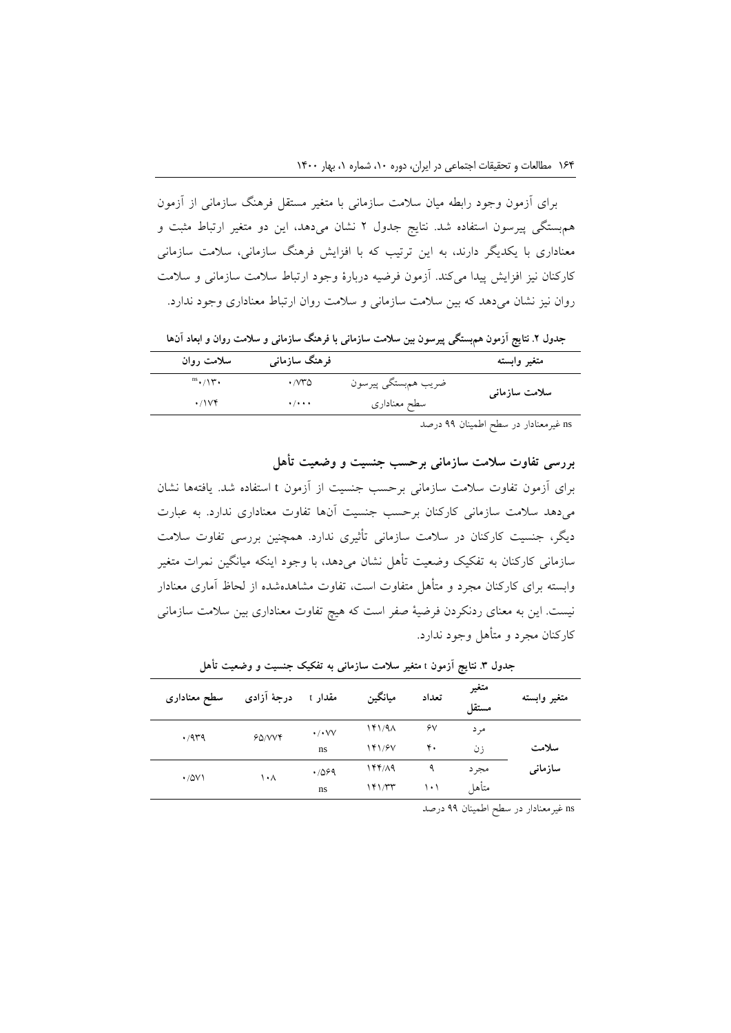برای آزمون وجود رابطه میان سلامت سازمانی با متغیر مستقل فرهنگ سازمانی از آزمون همبستگی پیرسون استفاده شد. نتایج جدول ۲ نشان می‌دهد، این دو متغیر ارتباط مثبت و معناداری با یکدیگر دارند، به این ترتیب که با افزایش فرهنگ سازمانی، سلامت سازمانی کارکنان نیز افزایش پیدا می‌کند. آزمون فرضیه دربارهٔ وجود ارتباط سلامت سازمانی و سلامت روان نیز نشان می‌دهد که بین سلامت سازمانی و سلامت روان ارتباط معناداری وجود ندارد.

**جدول ۲. نتایج آزمون همبستگی پیرسون بین سلامت سازمانی با فرهنگ سازمانی و سلامت روان و ابعاد آن‌ها**

| متغیر وابسته | | فرهنگ سازمانی | سلامت روان |
|---|---|---|---|
| سلامت سازمانی | ضریب همبستگی پیرسون | ۰/۷۳۵ | ns۰/۱۳۰ |
| | سطح معناداری | ۰/۰۰۰ | ۰/۱۷۴ |

ns غیرمعنادار در سطح اطمینان ۹۹ درصد

## بررسی تفاوت سلامت سازمانی برحسب جنسیت و وضعیت تأهل

برای آزمون تفاوت سلامت سازمانی برحسب جنسیت از آزمون t استفاده شد. یافته‌ها نشان می‌دهد سلامت سازمانی کارکنان برحسب جنسیت آن‌ها تفاوت معناداری ندارد. به عبارت دیگر، جنسیت کارکنان در سلامت سازمانی تأثیری ندارد. همچنین بررسی تفاوت سلامت سازمانی کارکنان به تفکیک وضعیت تأهل نشان می‌دهد، با وجود اینکه میانگین نمرات متغیر وابسته برای کارکنان مجرد و متأهل متفاوت است، تفاوت مشاهده‌شده از لحاظ آماری معنادار نیست. این به معنای ردنکردن فرضیهٔ صفر است که هیچ تفاوت معناداری بین سلامت سازمانی کارکنان مجرد و متأهل وجود ندارد.

**جدول ۳. نتایج آزمون t متغیر سلامت سازمانی به تفکیک جنسیت و وضعیت تأهل**

| متغیر وابسته | متغیر مستقل | تعداد | میانگین | مقدار t | درجهٔ آزادی | سطح معناداری |
|---|---|---|---|---|---|---|
| سلامت سازمانی | مرد | ۶۷ | ۱۴۱/۹۸ | ۰/۰۷۷ | ۶۵/۷۷۴ | ۰/۹۳۹ |
| | زن | ۴۰ | ۱۴۱/۶۷ | ns | | |
| | مجرد | ۹ | ۱۴۴/۸۹ | ۰/۵۶۹ | ۱۰۸ | ۰/۵۷۱ |
| | متأهل | ۱۰۱ | ۱۴۱/۳۳ | ns | | |

ns غیرمعنادار در سطح اطمینان ۹۹ درصد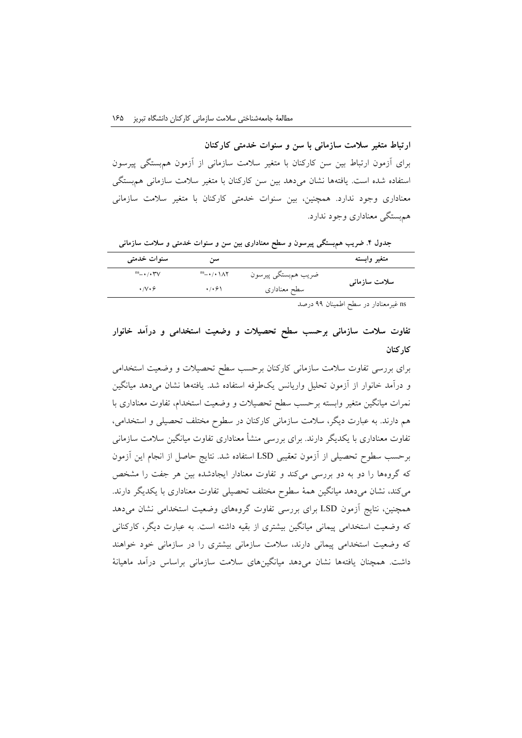**ارتباط متغیر سلامت سازمانی با سن و سنوات خدمتی کارکنان**

برای آزمون ارتباط بین سن کارکنان با متغیر سلامت سازمانی از آزمون همبستگی پیرسون استفاده شده است. یافته‌ها نشان می‌دهد بین سن کارکنان با متغیر سلامت سازمانی همبستگی معناداری وجود ندارد. همچنین، بین سنوات خدمتی کارکنان با متغیر سلامت سازمانی همبستگی معناداری وجود ندارد.

**جدول ۴. ضریب همبستگی پیرسون و سطح معناداری بین سن و سنوات خدمتی و سلامت سازمانی**

| متغیر وابسته | | سن | سنوات خدمتی |
|---|---|---|---|
| **سلامت سازمانی** | ضریب همبستگی پیرسون | $-۰/۰۱۸۲^{ns}$ | $-۰/۰۳۷^{ns}$ |
| | سطح معناداری | ۰/۰۶۱ | ۰/۷۰۶ |

ns غیرمعنادار در سطح اطمینان ۹۹ درصد

## تفاوت سلامت سازمانی برحسب سطح تحصیلات و وضعیت استخدامی و درآمد خانوار کارکنان

برای بررسی تفاوت سلامت سازمانی کارکنان برحسب سطح تحصیلات و وضعیت استخدامی و درآمد خانوار از آزمون تحلیل واریانس یک‌طرفه استفاده شد. یافته‌ها نشان می‌دهد میانگین نمرات میانگین متغیر وابسته برحسب سطح تحصیلات و وضعیت استخدام، تفاوت معناداری با هم دارند. به عبارت دیگر، سلامت سازمانی کارکنان در سطوح مختلف تحصیلی و استخدامی، تفاوت معناداری با یکدیگر دارند. برای بررسی منشأ معناداری تفاوت میانگین سلامت سازمانی برحسب سطوح تحصیلی از آزمون تعقیبی LSD استفاده شد. نتایج حاصل از انجام این آزمون که گروه‌ها را دو به دو بررسی می‌کند و تفاوت معنادار ایجادشده بین هر جفت را مشخص می‌کند، نشان می‌دهد میانگین همهٔ سطوح مختلف تحصیلی تفاوت معناداری با یکدیگر دارند. همچنین، نتایج آزمون LSD برای بررسی تفاوت گروه‌های وضعیت استخدامی نشان می‌دهد که وضعیت استخدامی پیمانی میانگین بیشتری از بقیه داشته است. به عبارت دیگر، کارکنانی که وضعیت استخدامی پیمانی دارند، سلامت سازمانی بیشتری را در سازمانی خود خواهند داشت. همچنان یافته‌ها نشان می‌دهد میانگین‌های سلامت سازمانی براساس درآمد ماهیانهٔ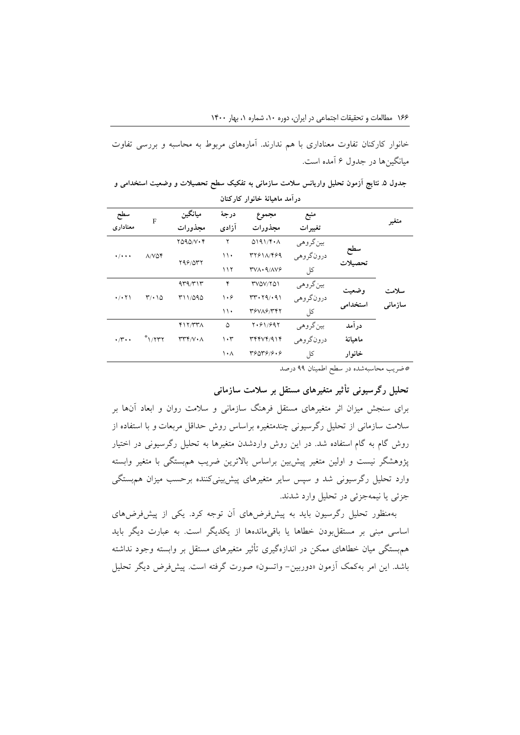خانوار کارکنان تفاوت معناداری با هم ندارند. آماره‌های مربوط به محاسبه و بررسی تفاوت میانگین‌ها در جدول ۶ آمده است.

**جدول ۵. نتایج آزمون تحلیل واریانس سلامت سازمانی به تفکیک سطح تحصیلات و وضعیت استخدامی و درآمد ماهیانهٔ خانوار کارکنان**

| متغیر | | منبع تغییرات | مجموع مجذورات | درجهٔ آزادی | میانگین مجذورات | F | سطح معناداری |
|---|---|---|---|---|---|---|---|
| سلامت سازمانی | سطح تحصیلات | بین‌گروهی | ۵۱۹۱/۴۰۸ | ۲ | ۲۵۹۵/۷۰۴ | ۸/۷۵۴ | ۰/۰۰۰ |
| | | درون‌گروهی | ۳۲۶۱۸/۴۶۹ | ۱۱۰ | ۲۹۶/۵۳۲ | | |
| | | کل | ۳۷۸۰۹/۸۷۶ | ۱۱۲ | | | |
| | وضعیت استخدامی | بین‌گروهی | ۳۷۵۷/۲۵۱ | ۴ | ۹۳۹/۳۱۳ | ۳/۰۱۵ | ۰/۰۲۱ |
| | | درون‌گروهی | ۳۳۰۲۹/۰۹۱ | ۱۰۶ | ۳۱۱/۵۹۵ | | |
| | | کل | ۳۶۷۸۶/۳۴۲ | ۱۱۰ | | | |
| | درآمد ماهیانهٔ خانوار | بین‌گروهی | ۲۰۶۱/۶۹۲ | ۵ | ۴۱۲/۳۳۸ | *۱/۲۳۲ | ۰/۳۰۰ |
| | | درون‌گروهی | ۳۴۴۷۴/۹۱۴ | ۱۰۳ | ۳۳۴/۷۰۸ | | |
| | | کل | ۳۶۵۳۶/۶۰۶ | ۱۰۸ | | | |

*ضریب محاسبه‌شده در سطح اطمینان ۹۹ درصد

### تحلیل رگرسیونی تأثیر متغیرهای مستقل بر سلامت سازمانی

برای سنجش میزان اثر متغیرهای مستقل فرهنگ سازمانی و سلامت روان و ابعاد آن‌ها بر سلامت سازمانی از تحلیل رگرسیونی چندمتغیره براساس روش حداقل مربعات و با استفاده از روش گام به گام استفاده شد. در این روش واردشدن متغیرها به تحلیل رگرسیونی در اختیار پژوهشگر نیست و اولین متغیر پیش‌بین براساس بالاترین ضریب همبستگی با متغیر وابسته وارد تحلیل رگرسیونی شد و سپس سایر متغیرهای پیش‌بینی‌کننده برحسب میزان همبستگی جزئی یا نیمه‌جزئی در تحلیل وارد شدند.

به‌منظور تحلیل رگرسیون باید به پیش‌فرض‌های آن توجه کرد. یکی از پیش‌فرض‌های اساسی مبنی بر مستقل‌بودن خطاها یا باقی‌مانده‌ها از یکدیگر است. به عبارت دیگر باید همبستگی میان خطاهای ممکن در اندازه‌گیری تأثیر متغیرهای مستقل بر وابسته وجود نداشته باشد. این امر به‌کمک آزمون «دوربین- واتسون» صورت گرفته است. پیش‌فرض دیگر تحلیل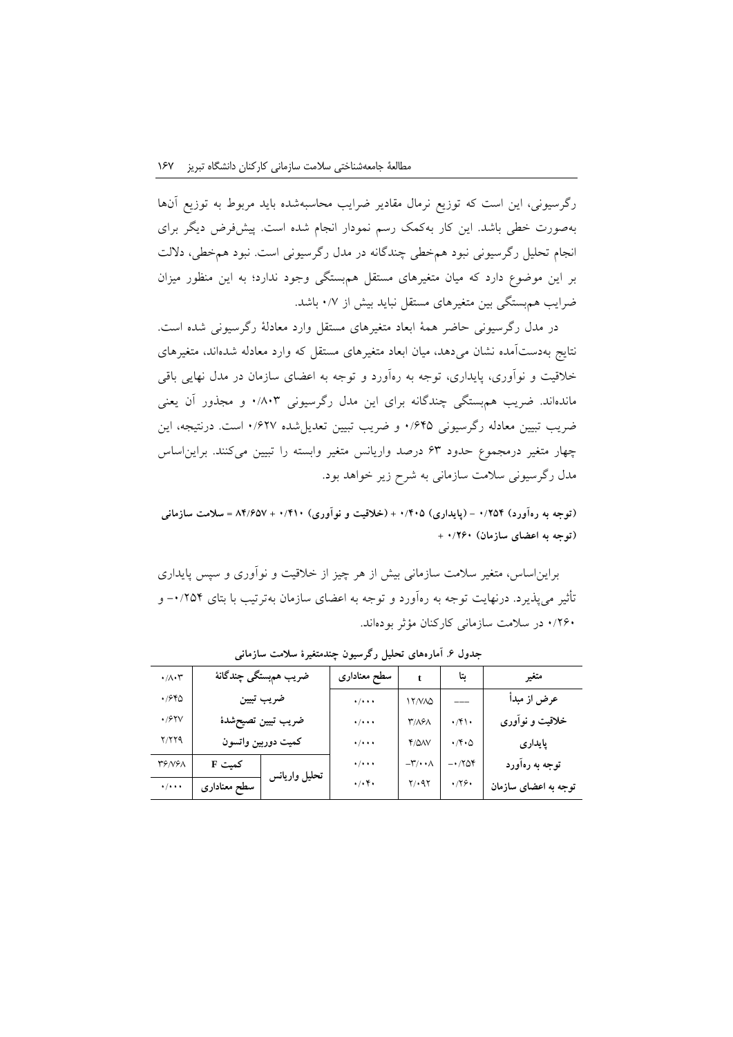رگرسیونی، این است که توزیع نرمال مقادیر ضرایب محاسبه‌شده باید مربوط به توزیع آن‌ها به‌صورت خطی باشد. این کار به‌کمک رسم نمودار انجام شده است. پیش‌فرض دیگر برای انجام تحلیل رگرسیونی نبود هم‌خطی چندگانه در مدل رگرسیونی است. نبود هم‌خطی، دلالت بر این موضوع دارد که میان متغیرهای مستقل هم‌بستگی وجود ندارد؛ به این منظور میزان ضرایب هم‌بستگی بین متغیرهای مستقل نباید بیش از ۰/۷ باشد.

در مدل رگرسیونی حاضر همهٔ ابعاد متغیرهای مستقل وارد معادلهٔ رگرسیونی شده است. نتایج به‌دست‌آمده نشان می‌دهد، میان ابعاد متغیرهای مستقل که وارد معادله شده‌اند، متغیرهای خلاقیت و نوآوری، پایداری، توجه به ره‌آورد و توجه به اعضای سازمان در مدل نهایی باقی مانده‌اند. ضریب هم‌بستگی چندگانه برای این مدل رگرسیونی ۰/۸۰۳ و مجذور آن یعنی ضریب تبیین معادله رگرسیونی ۰/۶۴۵ و ضریب تبیین تعدیل‌شده ۰/۶۲۷ است. درنتیجه، این چهار متغیر درمجموع حدود ۶۳ درصد واریانس متغیر وابسته را تبیین می‌کنند. براین‌اساس مدل رگرسیونی سلامت سازمانی به شرح زیر خواهد بود.

**(توجه به ره‌آورد) ۰/۲۵۴ - (پایداری) ۰/۴۰۵ + (خلاقیت و نوآوری) ۰/۴۱۰ + ۸۴/۶۵۷ = سلامت سازمانی (توجه به اعضای سازمان) ۰/۲۶۰ +**

براین‌اساس، متغیر سلامت سازمانی بیش از هر چیز از خلاقیت و نوآوری و سپس پایداری تأثیر می‌پذیرد. درنهایت توجه به ره‌آورد و توجه به اعضای سازمان به‌ترتیب با بتای ۰/۲۵۴- و ۰/۲۶۰ در سلامت سازمانی کارکنان مؤثر بوده‌اند.

**جدول ۶. آماره‌های تحلیل رگرسیون چندمتغیرهٔ سلامت سازمانی**

| متغیر | بتا | t | سطح معناداری | | ضریب هم‌بستگی چندگانهٔ | ۰/۸۰۳ |
|---|---|---|---|---|---|---|
| عرض از مبدأ | --- | ۱۲/۷۸۵ | ۰/۰۰۰ | | ضریب تبیین | ۰/۶۴۵ |
| خلاقیت و نوآوری | ۰/۴۱۰ | ۳/۸۶۸ | ۰/۰۰۰ | | ضریب تبیین تصحیح‌شدهٔ | ۰/۶۲۷ |
| پایداری | ۰/۴۰۵ | ۴/۵۸۷ | ۰/۰۰۰ | | کمیت دوربین واتسون | ۲/۲۲۹ |
| توجه به ره‌آورد | ۰/۲۵۴- | ۳/۰۰۸- | ۰/۰۰۰ | تحلیل واریانس | کمیت F | ۳۶/۷۶۸ |
| توجه به اعضای سازمان | ۰/۲۶۰ | ۲/۰۹۲ | ۰/۰۴۰ | | سطح معناداری | ۰/۰۰۰ |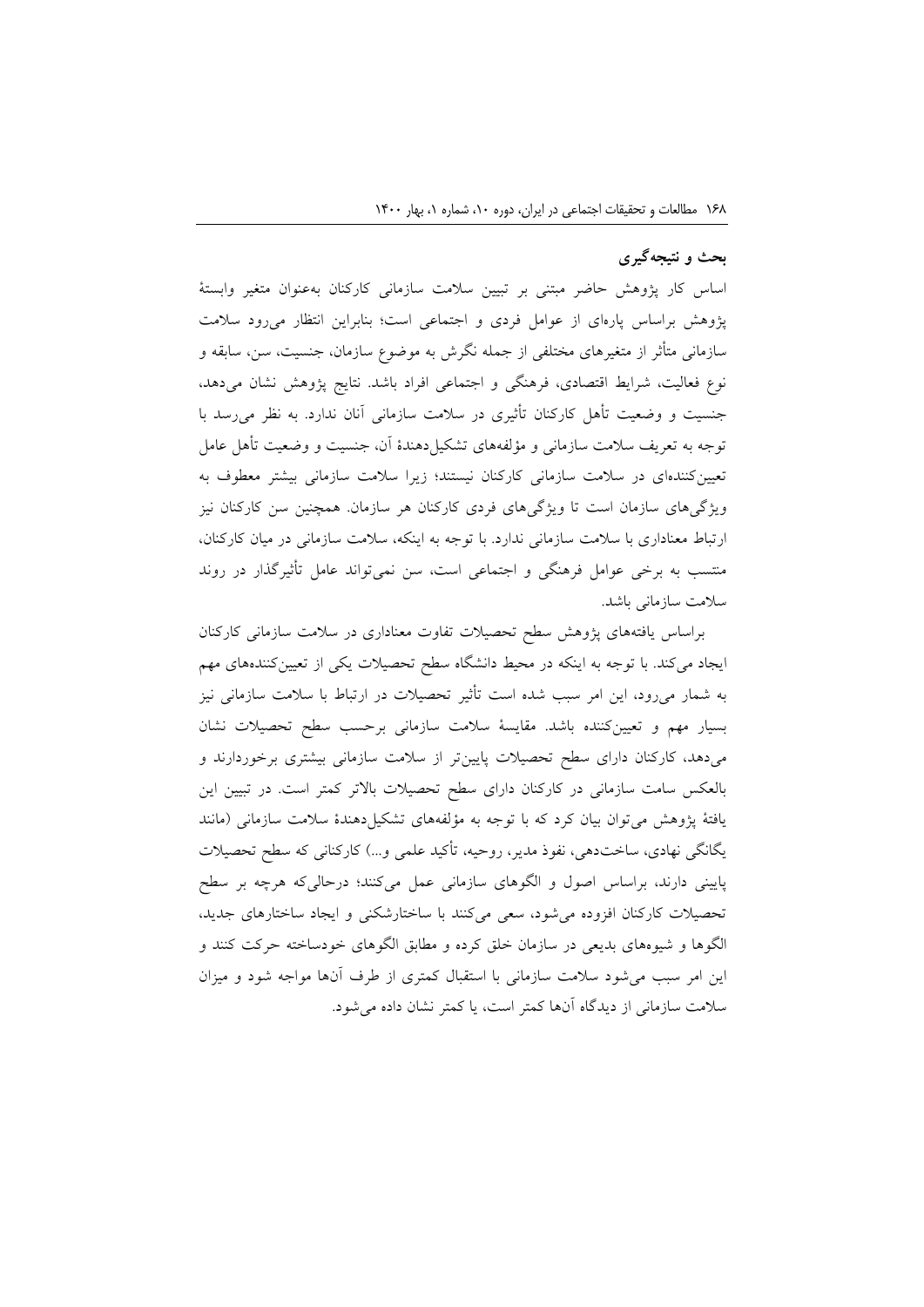## بحث و نتیجه‌گیری

اساس کار پژوهش حاضر مبتنی بر تبیین سلامت سازمانی کارکنان به‌عنوان متغیر وابستهٔ پژوهش براساس پاره‌ای از عوامل فردی و اجتماعی است؛ بنابراین انتظار می‌رود سلامت سازمانی متأثر از متغیرهای مختلفی از جمله نگرش به موضوع سازمان، جنسیت، سن، سابقه و نوع فعالیت، شرایط اقتصادی، فرهنگی و اجتماعی افراد باشد. نتایج پژوهش نشان می‌دهد، جنسیت و وضعیت تأهل کارکنان تأثیری در سلامت سازمانی آنان ندارد. به نظر می‌رسد با توجه به تعریف سلامت سازمانی و مؤلفه‌های تشکیل‌دهندهٔ آن، جنسیت و وضعیت تأهل عامل تعیین‌کننده‌ای در سلامت سازمانی کارکنان نیستند؛ زیرا سلامت سازمانی بیشتر معطوف به ویژگی‌های سازمان است تا ویژگی‌های فردی کارکنان هر سازمان. همچنین سن کارکنان نیز ارتباط معناداری با سلامت سازمانی ندارد. با توجه به اینکه، سلامت سازمانی در میان کارکنان، منتسب به برخی عوامل فرهنگی و اجتماعی است، سن نمی‌تواند عامل تأثیرگذار در روند سلامت سازمانی باشد.

براساس یافته‌های پژوهش سطح تحصیلات تفاوت معناداری در سلامت سازمانی کارکنان ایجاد می‌کند. با توجه به اینکه در محیط دانشگاه سطح تحصیلات یکی از تعیین‌کننده‌های مهم به شمار می‌رود، این امر سبب شده است تأثیر تحصیلات در ارتباط با سلامت سازمانی نیز بسیار مهم و تعیین‌کننده باشد. مقایسهٔ سلامت سازمانی برحسب سطح تحصیلات نشان می‌دهد، کارکنان دارای سطح تحصیلات پایین‌تر از سلامت سازمانی بیشتری برخوردارند و بالعکس سامت سازمانی در کارکنان دارای سطح تحصیلات بالاتر کمتر است. در تبیین این یافتهٔ پژوهش می‌توان بیان کرد که با توجه به مؤلفه‌های تشکیل‌دهندهٔ سلامت سازمانی (مانند یگانگی نهادی، ساخت‌دهی، نفوذ مدیر، روحیه، تأکید علمی و...) کارکنانی که سطح تحصیلات پایینی دارند، براساس اصول و الگوهای سازمانی عمل می‌کنند؛ درحالی‌که هرچه بر سطح تحصیلات کارکنان افزوده می‌شود، سعی می‌کنند با ساختارشکنی و ایجاد ساختارهای جدید، الگوها و شیوه‌های بدیعی در سازمان خلق کرده و مطابق الگوهای خودساخته حرکت کنند و این امر سبب می‌شود سلامت سازمانی با استقبال کمتری از طرف آنها مواجه شود و میزان سلامت سازمانی از دیدگاه آنها کمتر است، یا کمتر نشان داده می‌شود.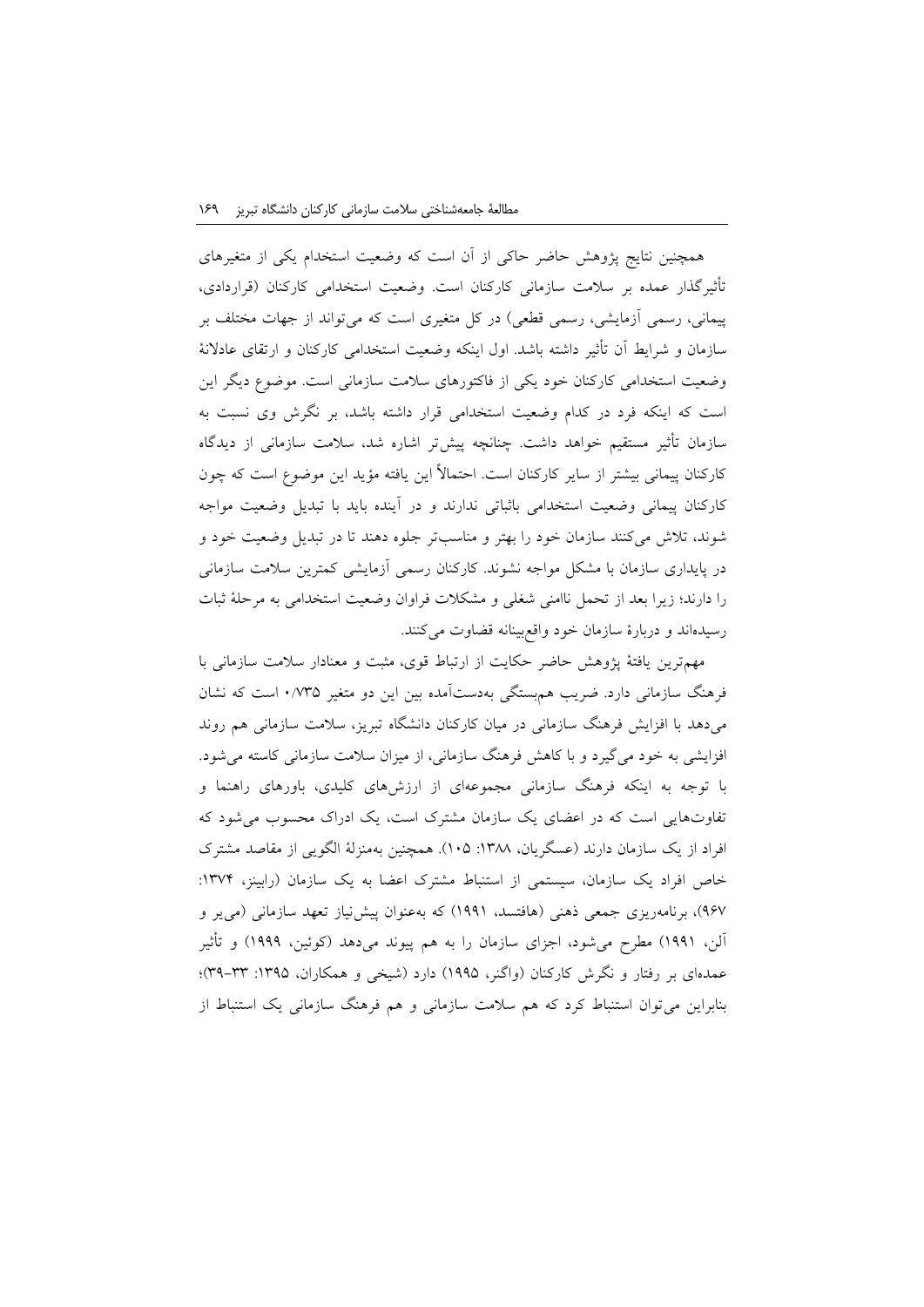همچنین نتایج پژوهش حاضر حاکی از آن است که وضعیت استخدام یکی از متغیرهای تأثیرگذار عمده بر سلامت سازمانی کارکنان است. وضعیت استخدامی کارکنان (قراردادی، پیمانی، رسمی آزمایشی، رسمی قطعی) در کل متغیری است که می‌تواند از جهات مختلف بر سازمان و شرایط آن تأثیر داشته باشد. اول اینکه وضعیت استخدامی کارکنان و ارتقای عادلانهٔ وضعیت استخدامی کارکنان خود یکی از فاکتورهای سلامت سازمانی است. موضوع دیگر این است که اینکه فرد در کدام وضعیت استخدامی قرار داشته باشد، بر نگرش وی نسبت به سازمان تأثیر مستقیم خواهد داشت. چنانچه پیش‌تر اشاره شد، سلامت سازمانی از دیدگاه کارکنان پیمانی بیشتر از سایر کارکنان است. احتمالاً این یافته مؤید این موضوع است که چون کارکنان پیمانی وضعیت استخدامی باثباتی ندارند و در آینده باید با تبدیل وضعیت مواجه شوند، تلاش می‌کنند سازمان خود را بهتر و مناسب‌تر جلوه دهند تا در تبدیل وضعیت خود و در پایداری سازمان با مشکل مواجه نشوند. کارکنان رسمی آزمایشی کمترین سلامت سازمانی را دارند؛ زیرا بعد از تحمل ناامنی شغلی و مشکلات فراوان وضعیت استخدامی به مرحلهٔ ثبات رسیده‌اند و دربارهٔ سازمان خود واقع‌بینانه قضاوت می‌کنند.

مهم‌ترین یافتهٔ پژوهش حاضر حکایت از ارتباط قوی، مثبت و معنادار سلامت سازمانی با فرهنگ سازمانی دارد. ضریب همبستگی به‌دست‌آمده بین این دو متغیر ۰/۷۳۵ است که نشان می‌دهد با افزایش فرهنگ سازمانی در میان کارکنان دانشگاه تبریز، سلامت سازمانی هم روند افزایشی به خود می‌گیرد و با کاهش فرهنگ سازمانی، از میزان سلامت سازمانی کاسته می‌شود. با توجه به اینکه فرهنگ سازمانی مجموعه‌ای از ارزش‌های کلیدی، باورهای راهنما و تفاوت‌هایی است که در اعضای یک سازمان مشترک است، یک ادراک محسوب می‌شود که افراد از یک سازمان دارند (عسگریان، ۱۳۸۸: ۱۰۵). همچنین به‌منزلهٔ الگویی از مقاصد مشترک خاص افراد یک سازمان، سیستمی از استنباط مشترک اعضا به یک سازمان (رابینز، ۱۳۷۴: ۹۶۷)، برنامه‌ریزی جمعی ذهنی (هافتسد، ۱۹۹۱) که به‌عنوان پیش‌نیاز تعهد سازمانی (می‌یر و آلن، ۱۹۹۱) مطرح می‌شود، اجزای سازمان را به هم پیوند می‌دهد (کوئین، ۱۹۹۹) و تأثیر عمده‌ای بر رفتار و نگرش کارکنان (واگنر، ۱۹۹۵) دارد (شیخی و همکاران، ۱۳۹۵: ۳۳-۳۹)؛ بنابراین می‌توان استنباط کرد که هم سلامت سازمانی و هم فرهنگ سازمانی یک استنباط از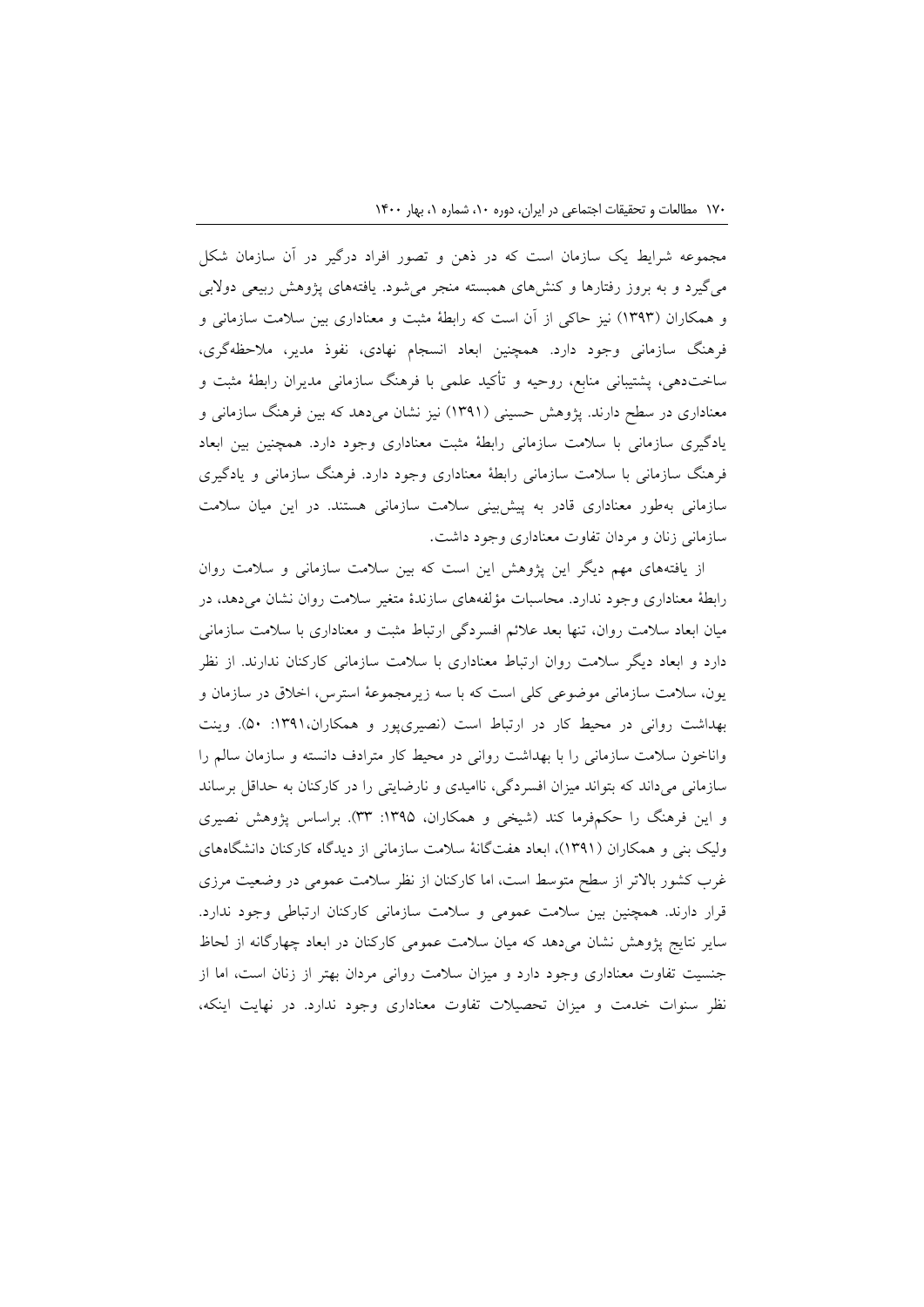مجموعه شرایط یک سازمان است که در ذهن و تصور افراد درگیر در آن سازمان شکل می‌گیرد و به بروز رفتارها و کنش‌های همبسته منجر می‌شود. یافته‌های پژوهش ربیعی دولابی و همکاران (۱۳۹۳) نیز حاکی از آن است که رابطهٔ مثبت و معناداری بین سلامت سازمانی و فرهنگ سازمانی وجود دارد. همچنین ابعاد انسجام نهادی، نفوذ مدیر، ملاحظه‌گری، ساخت‌دهی، پشتیبانی منابع، روحیه و تأکید علمی با فرهنگ سازمانی مدیران رابطهٔ مثبت و معناداری در سطح دارند. پژوهش حسینی (۱۳۹۱) نیز نشان می‌دهد که بین فرهنگ سازمانی و یادگیری سازمانی با سلامت سازمانی رابطهٔ مثبت معناداری وجود دارد. همچنین بین ابعاد فرهنگ سازمانی با سلامت سازمانی رابطهٔ معناداری وجود دارد. فرهنگ سازمانی و یادگیری سازمانی به‌طور معناداری قادر به پیش‌بینی سلامت سازمانی هستند. در این میان سلامت سازمانی زنان و مردان تفاوت معناداری وجود داشت.

از یافته‌های مهم دیگر این پژوهش این است که بین سلامت سازمانی و سلامت روان رابطهٔ معناداری وجود ندارد. محاسبات مؤلفه‌های سازندهٔ متغیر سلامت روان نشان می‌دهد، در میان ابعاد سلامت روان، تنها بعد علائم افسردگی ارتباط مثبت و معناداری با سلامت سازمانی دارد و ابعاد دیگر سلامت روان ارتباط معناداری با سلامت سازمانی کارکنان ندارند. از نظر یون، سلامت سازمانی موضوعی کلی است که با سه زیرمجموعهٔ استرس، اخلاق در سازمان و بهداشت روانی در محیط کار در ارتباط است (نصیری‌پور و همکاران،۱۳۹۱: ۵۰). وینت واناخون سلامت سازمانی را با بهداشت روانی در محیط کار مترادف دانسته و سازمان سالم را سازمانی می‌داند که بتواند میزان افسردگی، ناامیدی و نارضایتی را در کارکنان به حداقل برساند و این فرهنگ را حکم‌فرما کند (شیخی و همکاران، ۱۳۹۵: ۳۳). براساس پژوهش نصیری ولیک بنی و همکاران (۱۳۹۱)، ابعاد هفت‌گانهٔ سلامت سازمانی از دیدگاه کارکنان دانشگاه‌های غرب کشور بالاتر از سطح متوسط است، اما کارکنان از نظر سلامت عمومی در وضعیت مرزی قرار دارند. همچنین بین سلامت عمومی و سلامت سازمانی کارکنان ارتباطی وجود ندارد. سایر نتایج پژوهش نشان می‌دهد که میان سلامت عمومی کارکنان در ابعاد چهارگانه از لحاظ جنسیت تفاوت معناداری وجود دارد و میزان سلامت روانی مردان بهتر از زنان است، اما از نظر سنوات خدمت و میزان تحصیلات تفاوت معناداری وجود ندارد. در نهایت اینکه،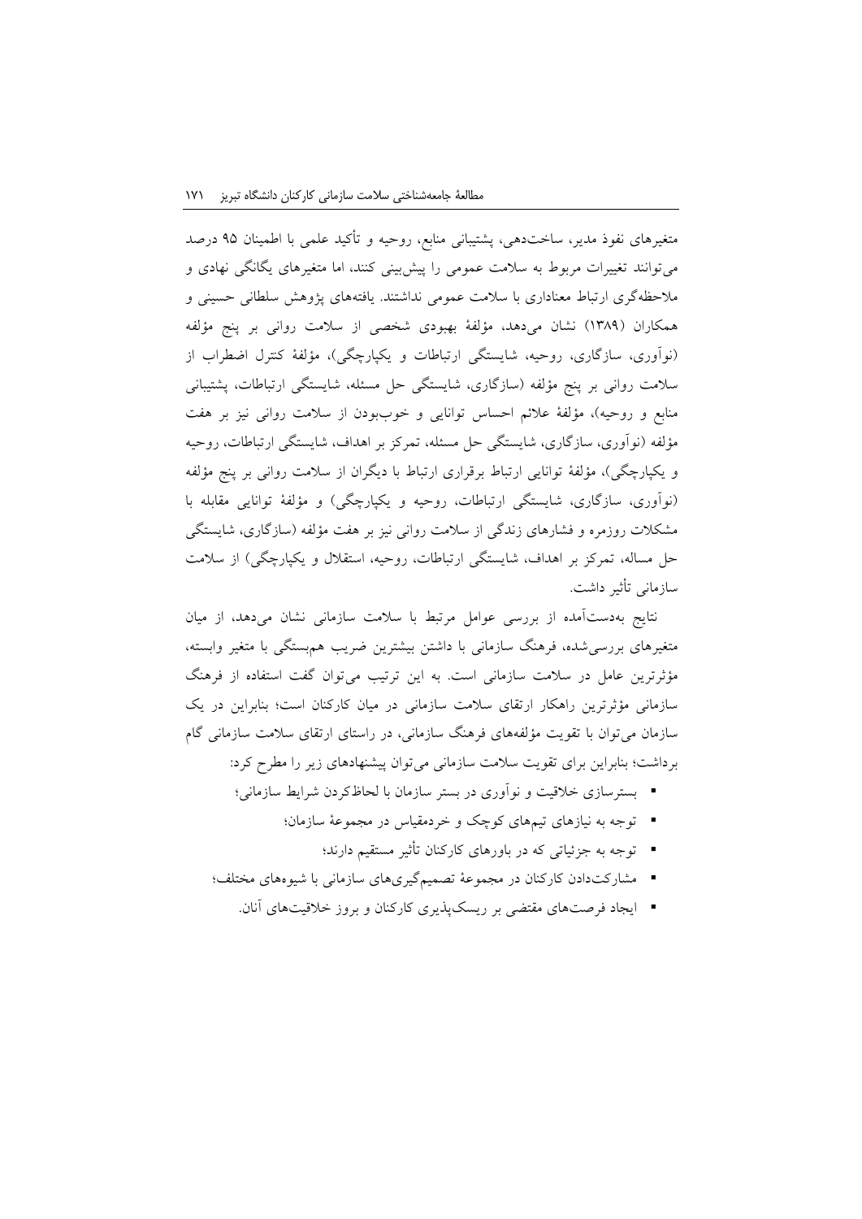متغیرهای نفوذ مدیر، ساخت‌دهی، پشتیبانی منابع، روحیه و تأکید علمی با اطمینان ۹۵ درصد می‌توانند تغییرات مربوط به سلامت عمومی را پیش‌بینی کنند، اما متغیرهای یگانگی نهادی و ملاحظه‌گری ارتباط معناداری با سلامت عمومی نداشتند. یافته‌های پژوهش سلطانی حسینی و همکاران (۱۳۸۹) نشان می‌دهد، مؤلفهٔ بهبودی شخصی از سلامت روانی بر پنج مؤلفه (نوآوری، سازگاری، روحیه، شایستگی ارتباطات و یکپارچگی)، مؤلفهٔ کنترل اضطراب از سلامت روانی بر پنج مؤلفه (سازگاری، شایستگی حل مسئله، شایستگی ارتباطات، پشتیبانی منابع و روحیه)، مؤلفهٔ علائم احساس توانایی و خوب‌بودن از سلامت روانی نیز بر هفت مؤلفه (نوآوری، سازگاری، شایستگی حل مسئله، تمرکز بر اهداف، شایستگی ارتباطات، روحیه و یکپارچگی)، مؤلفهٔ توانایی ارتباط برقراری ارتباط با دیگران از سلامت روانی بر پنج مؤلفه (نوآوری، سازگاری، شایستگی ارتباطات، روحیه و یکپارچگی) و مؤلفهٔ توانایی مقابله با مشکلات روزمره و فشارهای زندگی از سلامت روانی نیز بر هفت مؤلفه (سازگاری، شایستگی حل مساله، تمرکز بر اهداف، شایستگی ارتباطات، روحیه، استقلال و یکپارچگی) از سلامت سازمانی تأثیر داشت.

نتایج به‌دست‌آمده از بررسی عوامل مرتبط با سلامت سازمانی نشان می‌دهد، از میان متغیرهای بررسی‌شده، فرهنگ سازمانی با داشتن بیشترین ضریب هم‌بستگی با متغیر وابسته، مؤثرترین عامل در سلامت سازمانی است. به این ترتیب می‌توان گفت استفاده از فرهنگ سازمانی مؤثرترین راهکار ارتقای سلامت سازمانی در میان کارکنان است؛ بنابراین در یک سازمان می‌توان با تقویت مؤلفه‌های فرهنگ سازمانی، در راستای ارتقای سلامت سازمانی گام برداشت؛ بنابراین برای تقویت سلامت سازمانی می‌توان پیشنهادهای زیر را مطرح کرد:

- بسترسازی خلاقیت و نوآوری در بستر سازمان با لحاظ‌کردن شرایط سازمانی؛
- توجه به نیازهای تیم‌های کوچک و خردمقیاس در مجموعهٔ سازمان؛
- توجه به جزئیاتی که در باورهای کارکنان تأثیر مستقیم دارند؛
- مشارکت‌دادن کارکنان در مجموعهٔ تصمیم‌گیری‌های سازمانی با شیوه‌های مختلف؛
- ایجاد فرصت‌های مقتضی بر ریسک‌پذیری کارکنان و بروز خلاقیت‌های آنان.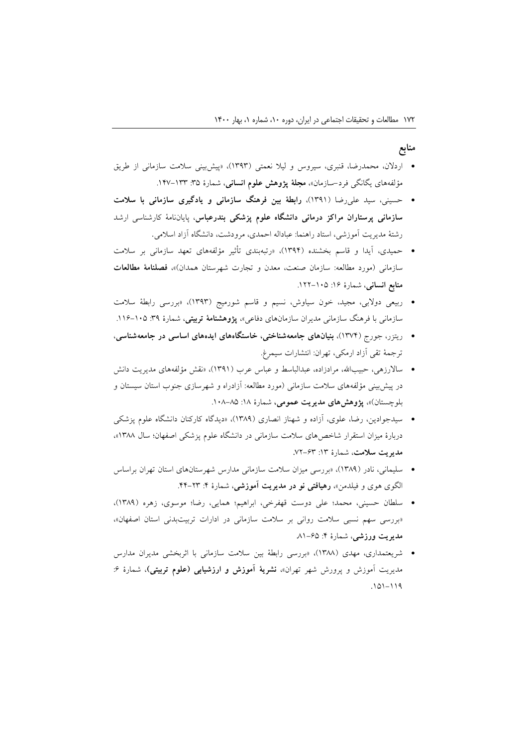## منابع

- اردلان، محمدرضا، قنبری، سیروس و لیلا نعمتی (۱۳۹۳)، «پیش‌بینی سلامت سازمانی از طریق مؤلفه‌های یگانگی فرد-سازمان»، **مجلهٔ پژوهش علوم انسانی**، شمارهٔ ۳۵: ۱۳۳-۱۴۷.
- حسینی، سید علی‌رضا (۱۳۹۱)، **رابطهٔ بین فرهنگ سازمانی و یادگیری سازمانی با سلامت سازمانی پرستاران مراکز درمانی دانشگاه علوم پزشکی بندرعباس**، پایان‌نامهٔ کارشناسی ارشد رشتهٔ مدیریت آموزشی، استاد راهنما: عباداله احمدی، مرودشت، دانشگاه آزاد اسلامی.
- حمیدی، آیدا و قاسم بخشنده (۱۳۹۴)، «رتبه‌بندی تأثیر مؤلفه‌های تعهد سازمانی بر سلامت سازمانی (مورد مطالعه: سازمان صنعت، معدن و تجارت شهرستان همدان)»، **فصلنامهٔ مطالعات منابع انسانی**، شمارهٔ ۱۶: ۱۰۵-۱۲۲.
- ربیعی دولابی، مجید، خون سیاوش، نسیم و قاسم شورمیج (۱۳۹۳)، «بررسی رابطهٔ سلامت سازمانی با فرهنگ سازمانی مدیران سازمان‌های دفاعی»، **پژوهشنامهٔ تربیتی**، شمارهٔ ۳۹: ۱۰۵-۱۱۶.
- ریتزر، جورج (۱۳۷۴)، **بنیان‌های جامعه‌شناختی، خاستگاه‌های ایده‌های اساسی در جامعه‌شناسی**، ترجمهٔ تقی آزاد ارمکی، تهران: انتشارات سیمرغ.
- سالارزهی، حبیب‌الله، مرادزاده، عبدالباسط و عباس عرب (۱۳۹۱)، «نقش مؤلفه‌های مدیریت دانش در پیش‌بینی مؤلفه‌های سلامت سازمانی (مورد مطالعه: آزادراه و شهرسازی جنوب استان سیستان و بلوچستان)»، **پژوهش‌های مدیریت عمومی**، شمارهٔ ۱۸: ۸۵-۱۰۸.
- سیدجوادین، رضا، علوی، آزاده و شهناز انصاری (۱۳۸۹)، «دیدگاه کارکنان دانشگاه علوم پزشکی دربارهٔ میزان استقرار شاخص‌های سلامت سازمانی در دانشگاه علوم پزشکی اصفهان؛ سال ۱۳۸۸»، **مدیریت سلامت**، شمارهٔ ۱۳: ۶۳-۷۲.
- سلیمانی، نادر (۱۳۸۹)، «بررسی میزان سلامت سازمانی مدارس شهرستان‌های استان تهران براساس الگوی هوی و فیلدمن»، **رهیافتی نو در مدیریت آموزشی**، شمارهٔ ۴: ۲۳-۴۴.
- سلطان حسینی، محمد؛ علی دوست قهفرخی، ابراهیم؛ همایی، رضا؛ موسوی، زهره (۱۳۸۹)، «بررسی سهم نسبی سلامت روانی بر سلامت سازمانی در ادارات تربیت‌بدنی استان اصفهان»، **مدیریت ورزشی**، شمارهٔ ۴: ۶۵-۸۱.
- شریعتمداری، مهدی (۱۳۸۸)، «بررسی رابطهٔ بین سلامت سازمانی با اثربخشی مدیران مدارس مدیریت آموزش و پرورش شهر تهران»، **نشریهٔ آموزش و ارزشیابی (علوم تربیتی)**، شمارهٔ ۶: ۱۱۹-۱۵۱.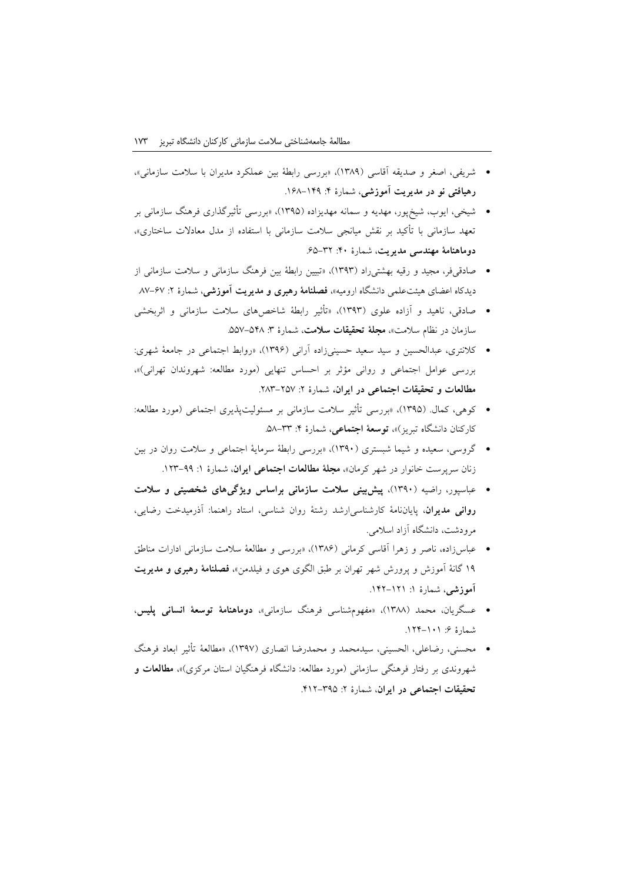- شریفی، اصغر و صدیقه آقاسی (۱۳۸۹)، «بررسی رابطهٔ بین عملکرد مدیران با سلامت سازمانی»، **رهیافتی نو در مدیریت آموزشی**، شمارهٔ ۴: ۱۴۹–۱۶۸.
- شیخی، ایوب، شیخ‌پور، مهدیه و سمانه مهدیزاده (۱۳۹۵)، «بررسی تأثیرگذاری فرهنگ سازمانی بر تعهد سازمانی با تأکید بر نقش میانجی سلامت سازمانی با استفاده از مدل معادلات ساختاری»، **دوماهنامهٔ مهندسی مدیریت**، شمارهٔ ۴۰: ۳۲–۶۵.
- صادقی‌فر، مجید و رقیه بهشتی‌راد (۱۳۹۳)، «تبیین رابطهٔ بین فرهنگ سازمانی و سلامت سازمانی از دیدگاه اعضای هیئت‌علمی دانشگاه ارومیه»، **فصلنامهٔ رهبری و مدیریت آموزشی**، شمارهٔ ۲: ۶۷–۸۷.
- صادقی، ناهید و آزاده علوی (۱۳۹۳)، «تأثیر رابطهٔ شاخص‌های سلامت سازمانی و اثربخشی سازمان در نظام سلامت»، **مجلهٔ تحقیقات سلامت**، شمارهٔ ۳: ۵۴۸–۵۵۷.
- کلانتری، عبدالحسین و سید سعید حسینی‌زاده آرانی (۱۳۹۶)، «روابط اجتماعی در جامعهٔ شهری: بررسی عوامل اجتماعی و روانی مؤثر بر احساس تنهایی (مورد مطالعه: شهروندان تهرانی)»، **مطالعات و تحقیقات اجتماعی در ایران**، شمارهٔ ۲: ۲۵۷–۲۸۳.
- کوهی، کمال. (۱۳۹۵)، «بررسی تأثیر سلامت سازمانی بر مسئولیت‌پذیری اجتماعی (مورد مطالعه: کارکنان دانشگاه تبریز)»، **توسعهٔ اجتماعی**، شمارهٔ ۴: ۳۳–۵۸.
- گروسی، سعیده و شیما شبستری (۱۳۹۰)، «بررسی رابطهٔ سرمایهٔ اجتماعی و سلامت روان در بین زنان سرپرست خانوار در شهر کرمان»، **مجلهٔ مطالعات اجتماعی ایران**، شمارهٔ ۱: ۹۹–۱۲۳.
- عباسپور، راضیه (۱۳۹۰)، **پیش‌بینی سلامت سازمانی براساس ویژگی‌های شخصیتی و سلامت روانی مدیران**، پایان‌نامهٔ کارشناسی‌ارشد رشتهٔ روان شناسی، استاد راهنما: آذرمیدخت رضایی، مرودشت، دانشگاه آزاد اسلامی.
- عباس‌زاده، ناصر و زهرا آقاسی کرمانی (۱۳۸۶)، «بررسی و مطالعهٔ سلامت سازمانی ادارات مناطق ۱۹ گانهٔ آموزش و پرورش شهر تهران بر طبق الگوی هوی و فیلدمن»، **فصلنامهٔ رهبری و مدیریت آموزشی**، شمارهٔ ۱: ۱۲۱–۱۴۲.
- عسگریان، محمد (۱۳۸۸)، «مفهوم‌شناسی فرهنگ سازمانی»، **دوماهنامهٔ توسعهٔ انسانی پلیس**، شمارهٔ ۶: ۱۰۱–۱۲۴.
- محسنی، رضاعلی، الحسینی، سیدمحمد و محمدرضا انصاری (۱۳۹۷)، «مطالعهٔ تأثیر ابعاد فرهنگ شهروندی بر رفتار فرهنگی سازمانی (مورد مطالعه: دانشگاه فرهنگیان استان مرکزی)»، **مطالعات و تحقیقات اجتماعی در ایران**، شمارهٔ ۲: ۳۹۵–۴۱۲.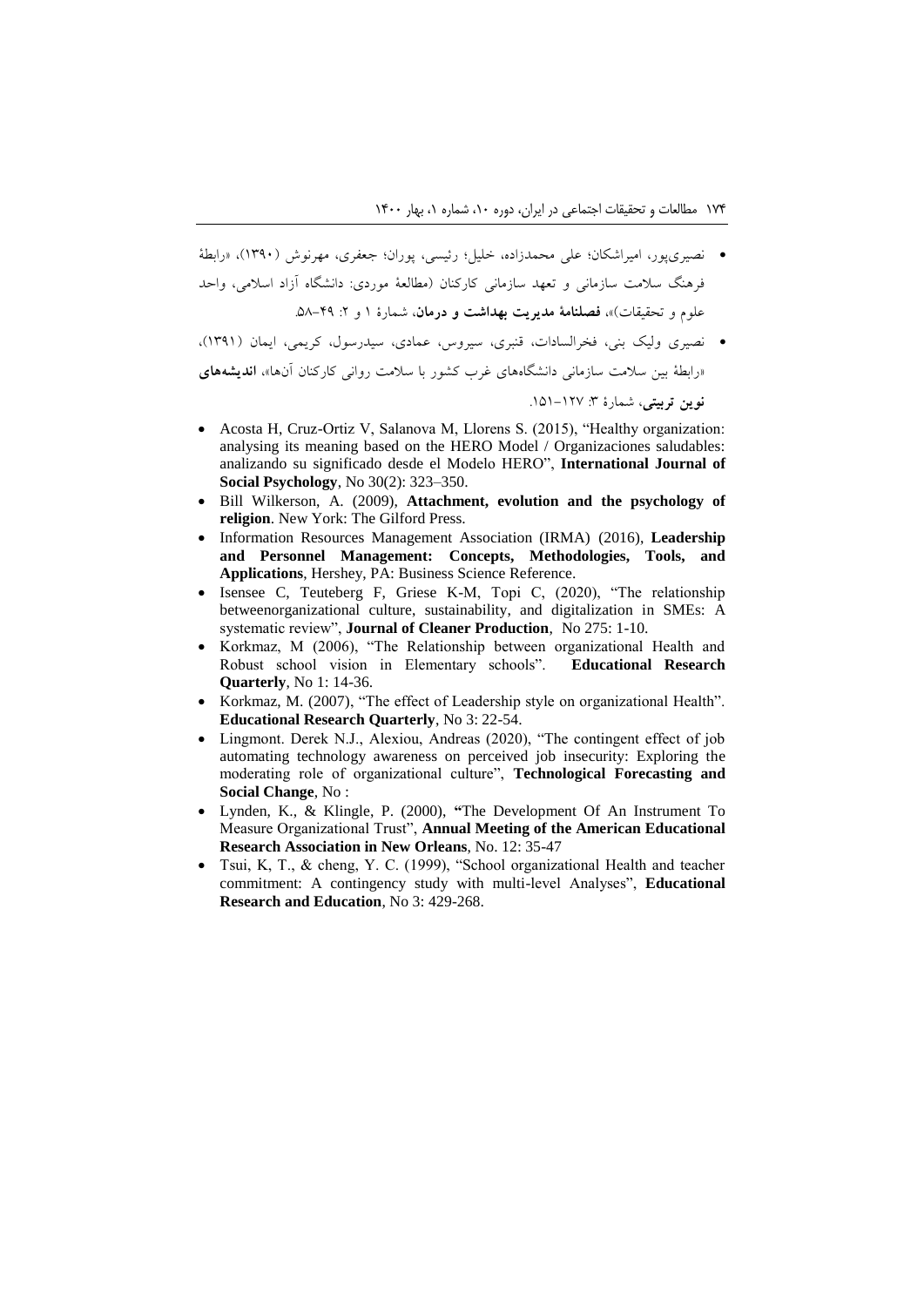- نصیری‌پور، امیراشکان؛ علی محمدزاده، خلیل؛ رئیسی، پوران؛ جعفری، مهرنوش (۱۳۹۰)، «رابطهٔ فرهنگ سلامت سازمانی و تعهد سازمانی کارکنان (مطالعهٔ موردی: دانشگاه آزاد اسلامی، واحد علوم و تحقیقات)»، **فصلنامهٔ مدیریت بهداشت و درمان**، شمارهٔ ۱ و ۲: ۴۹–۵۸.
- نصیری ولیک بنی، فخرالسادات، قنبری، سیروس، عمادی، سیدرسول، کریمی، ایمان (۱۳۹۱)، «رابطهٔ بین سلامت سازمانی دانشگاه‌های غرب کشور با سلامت روانی کارکنان آن‌ها»، **اندیشه‌های نوین تربیتی**، شمارهٔ ۳: ۱۲۷–۱۵۱.

- Acosta H, Cruz-Ortiz V, Salanova M, Llorens S. (2015), "Healthy organization: analysing its meaning based on the HERO Model / Organizaciones saludables: analizando su significado desde el Modelo HERO", **International Journal of Social Psychology**, No 30(2): 323–350.
- Bill Wilkerson, A. (2009), **Attachment, evolution and the psychology of religion**. New York: The Gilford Press.
- Information Resources Management Association (IRMA) (2016), **Leadership and Personnel Management: Concepts, Methodologies, Tools, and Applications**, Hershey, PA: Business Science Reference.
- Isensee C, Teuteberg F, Griese K-M, Topi C, (2020), "The relationship betweenorganizational culture, sustainability, and digitalization in SMEs: A systematic review", **Journal of Cleaner Production**, No 275: 1-10.
- Korkmaz, M (2006), "The Relationship between organizational Health and Robust school vision in Elementary schools". **Educational Research Quarterly**, No 1: 14-36.
- Korkmaz, M. (2007), "The effect of Leadership style on organizational Health". **Educational Research Quarterly**, No 3: 22-54.
- Lingmont. Derek N.J., Alexiou, Andreas (2020), "The contingent effect of job automating technology awareness on perceived job insecurity: Exploring the moderating role of organizational culture", **Technological Forecasting and Social Change**, No :
- Lynden, K., & Klingle, P. (2000), "The Development Of An Instrument To Measure Organizational Trust", **Annual Meeting of the American Educational Research Association in New Orleans**, No. 12: 35-47
- Tsui, K, T., & cheng, Y. C. (1999), "School organizational Health and teacher commitment: A contingency study with multi-level Analyses", **Educational Research and Education**, No 3: 429-268.